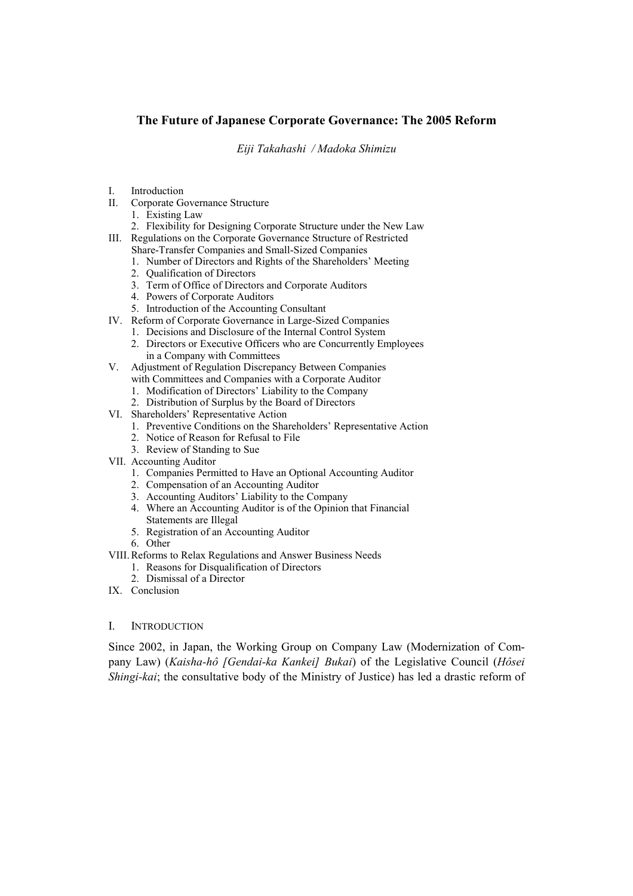# The Future of Japanese Corporate Governance: The 2005 Reform

*Eiji Takahashi / Madoka Shimizu*

I. Introduction
II. Corporate Governance Structure
   1. Existing Law
   2. Flexibility for Designing Corporate Structure under the New Law
III. Regulations on the Corporate Governance Structure of Restricted Share-Transfer Companies and Small-Sized Companies
   1. Number of Directors and Rights of the Shareholders' Meeting
   2. Qualification of Directors
   3. Term of Office of Directors and Corporate Auditors
   4. Powers of Corporate Auditors
   5. Introduction of the Accounting Consultant
IV. Reform of Corporate Governance in Large-Sized Companies
   1. Decisions and Disclosure of the Internal Control System
   2. Directors or Executive Officers who are Concurrently Employees in a Company with Committees
V. Adjustment of Regulation Discrepancy Between Companies with Committees and Companies with a Corporate Auditor
   1. Modification of Directors' Liability to the Company
   2. Distribution of Surplus by the Board of Directors
VI. Shareholders' Representative Action
   1. Preventive Conditions on the Shareholders' Representative Action
   2. Notice of Reason for Refusal to File
   3. Review of Standing to Sue
VII. Accounting Auditor
   1. Companies Permitted to Have an Optional Accounting Auditor
   2. Compensation of an Accounting Auditor
   3. Accounting Auditors' Liability to the Company
   4. Where an Accounting Auditor is of the Opinion that Financial Statements are Illegal
   5. Registration of an Accounting Auditor
   6. Other
VIII. Reforms to Relax Regulations and Answer Business Needs
   1. Reasons for Disqualification of Directors
   2. Dismissal of a Director
IX. Conclusion

## I. Introduction

Since 2002, in Japan, the Working Group on Company Law (Modernization of Company Law) (*Kaisha-hô [Gendai-ka Kankei] Bukai*) of the Legislative Council (*Hôsei Shingi-kai*; the consultative body of the Ministry of Justice) has led a drastic reform of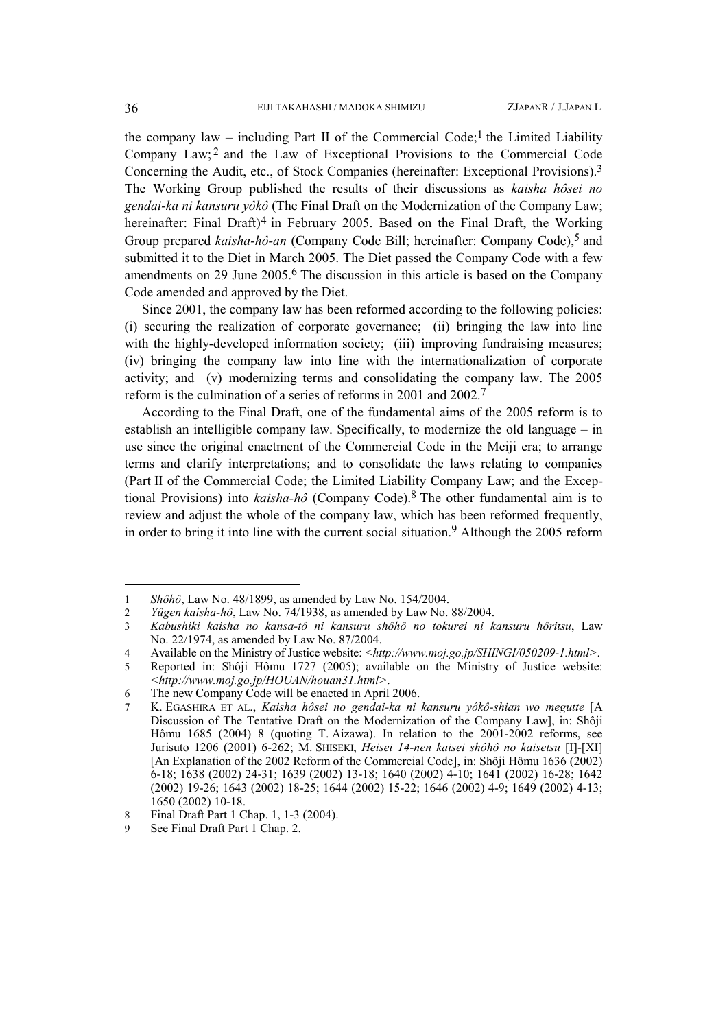the company law – including Part II of the Commercial Code;[1] the Limited Liability Company Law;[2] and the Law of Exceptional Provisions to the Commercial Code Concerning the Audit, etc., of Stock Companies (hereinafter: Exceptional Provisions).[3] The Working Group published the results of their discussions as *kaisha hôsei no gendai-ka ni kansuru yôkô* (The Final Draft on the Modernization of the Company Law; hereinafter: Final Draft)[4] in February 2005. Based on the Final Draft, the Working Group prepared *kaisha-hô-an* (Company Code Bill; hereinafter: Company Code),[5] and submitted it to the Diet in March 2005. The Diet passed the Company Code with a few amendments on 29 June 2005.[6] The discussion in this article is based on the Company Code amended and approved by the Diet.

Since 2001, the company law has been reformed according to the following policies: (i) securing the realization of corporate governance; (ii) bringing the law into line with the highly-developed information society; (iii) improving fundraising measures; (iv) bringing the company law into line with the internationalization of corporate activity; and (v) modernizing terms and consolidating the company law. The 2005 reform is the culmination of a series of reforms in 2001 and 2002.[7]

According to the Final Draft, one of the fundamental aims of the 2005 reform is to establish an intelligible company law. Specifically, to modernize the old language – in use since the original enactment of the Commercial Code in the Meiji era; to arrange terms and clarify interpretations; and to consolidate the laws relating to companies (Part II of the Commercial Code; the Limited Liability Company Law; and the Exceptional Provisions) into *kaisha-hô* (Company Code).[8] The other fundamental aim is to review and adjust the whole of the company law, which has been reformed frequently, in order to bring it into line with the current social situation.[9] Although the 2005 reform

---

1 *Shôhô*, Law No. 48/1899, as amended by Law No. 154/2004.

2 *Yûgen kaisha-hô*, Law No. 74/1938, as amended by Law No. 88/2004.

3 *Kabushiki kaisha no kansa-tô ni kansuru shôhô no tokurei ni kansuru hôritsu*, Law No. 22/1974, as amended by Law No. 87/2004.

4 Available on the Ministry of Justice website: <*http://www.moj.go.jp/SHINGI/050209-1.html*>.

5 Reported in: Shôji Hômu 1727 (2005); available on the Ministry of Justice website: <*http://www.moj.go.jp/HOUAN/houan31.html*>.

6 The new Company Code will be enacted in April 2006.

7 K. EGASHIRA ET AL., *Kaisha hôsei no gendai-ka ni kansuru yôkô-shian wo megutte* [A Discussion of The Tentative Draft on the Modernization of the Company Law], in: Shôji Hômu 1685 (2004) 8 (quoting T. Aizawa). In relation to the 2001-2002 reforms, see Jurisuto 1206 (2001) 6-262; M. SHISEKI, *Heisei 14-nen kaisei shôhô no kaisetsu* [I]-[XI] [An Explanation of the 2002 Reform of the Commercial Code], in: Shôji Hômu 1636 (2002) 6-18; 1638 (2002) 24-31; 1639 (2002) 13-18; 1640 (2002) 4-10; 1641 (2002) 16-28; 1642 (2002) 19-26; 1643 (2002) 18-25; 1644 (2002) 15-22; 1646 (2002) 4-9; 1649 (2002) 4-13; 1650 (2002) 10-18.

8 Final Draft Part 1 Chap. 1, 1-3 (2004).

9 See Final Draft Part 1 Chap. 2.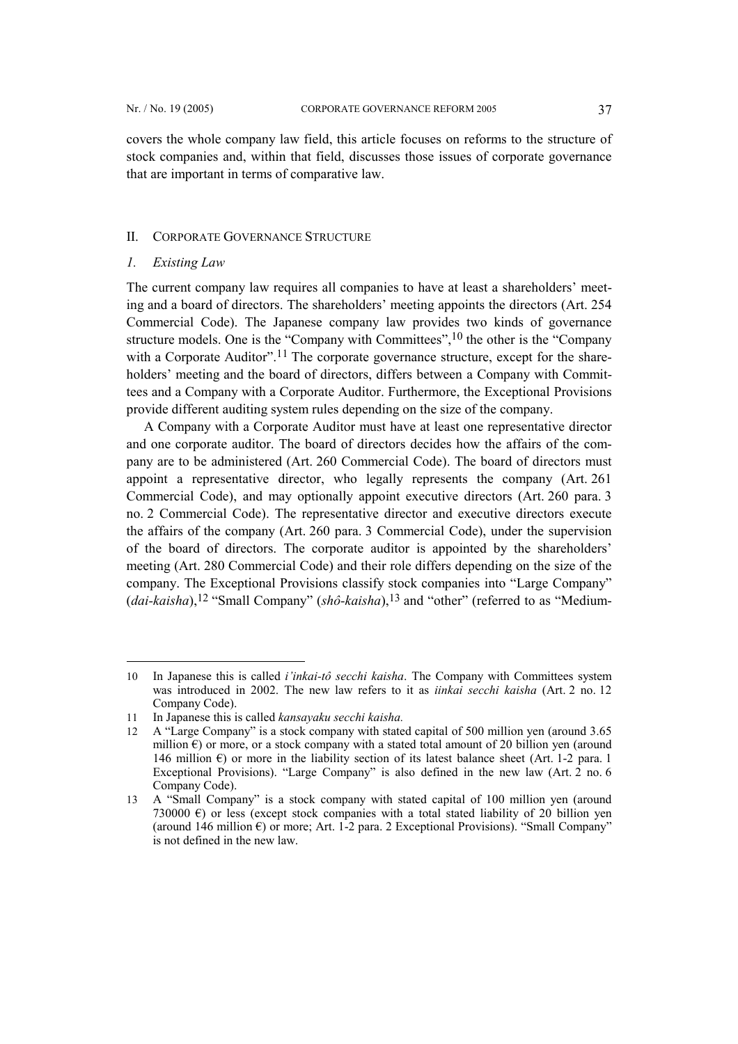covers the whole company law field, this article focuses on reforms to the structure of stock companies and, within that field, discusses those issues of corporate governance that are important in terms of comparative law.

## II. CORPORATE GOVERNANCE STRUCTURE

### *1. Existing Law*

The current company law requires all companies to have at least a shareholders' meeting and a board of directors. The shareholders' meeting appoints the directors (Art. 254 Commercial Code). The Japanese company law provides two kinds of governance structure models. One is the "Company with Committees",[10] the other is the "Company with a Corporate Auditor".[11] The corporate governance structure, except for the shareholders' meeting and the board of directors, differs between a Company with Committees and a Company with a Corporate Auditor. Furthermore, the Exceptional Provisions provide different auditing system rules depending on the size of the company.

A Company with a Corporate Auditor must have at least one representative director and one corporate auditor. The board of directors decides how the affairs of the company are to be administered (Art. 260 Commercial Code). The board of directors must appoint a representative director, who legally represents the company (Art. 261 Commercial Code), and may optionally appoint executive directors (Art. 260 para. 3 no. 2 Commercial Code). The representative director and executive directors execute the affairs of the company (Art. 260 para. 3 Commercial Code), under the supervision of the board of directors. The corporate auditor is appointed by the shareholders' meeting (Art. 280 Commercial Code) and their role differs depending on the size of the company. The Exceptional Provisions classify stock companies into "Large Company" (*dai-kaisha*),[12] "Small Company" (*shô-kaisha*),[13] and "other" (referred to as "Medium-

---

10 In Japanese this is called *i'inkai-tô secchi kaisha*. The Company with Committees system was introduced in 2002. The new law refers to it as *iinkai secchi kaisha* (Art. 2 no. 12 Company Code).

11 In Japanese this is called *kansayaku secchi kaisha.*

12 A "Large Company" is a stock company with stated capital of 500 million yen (around 3.65 million €) or more, or a stock company with a stated total amount of 20 billion yen (around 146 million €) or more in the liability section of its latest balance sheet (Art. 1-2 para. 1 Exceptional Provisions). "Large Company" is also defined in the new law (Art. 2 no. 6 Company Code).

13 A "Small Company" is a stock company with stated capital of 100 million yen (around 730000 €) or less (except stock companies with a total stated liability of 20 billion yen (around 146 million €) or more; Art. 1-2 para. 2 Exceptional Provisions). "Small Company" is not defined in the new law.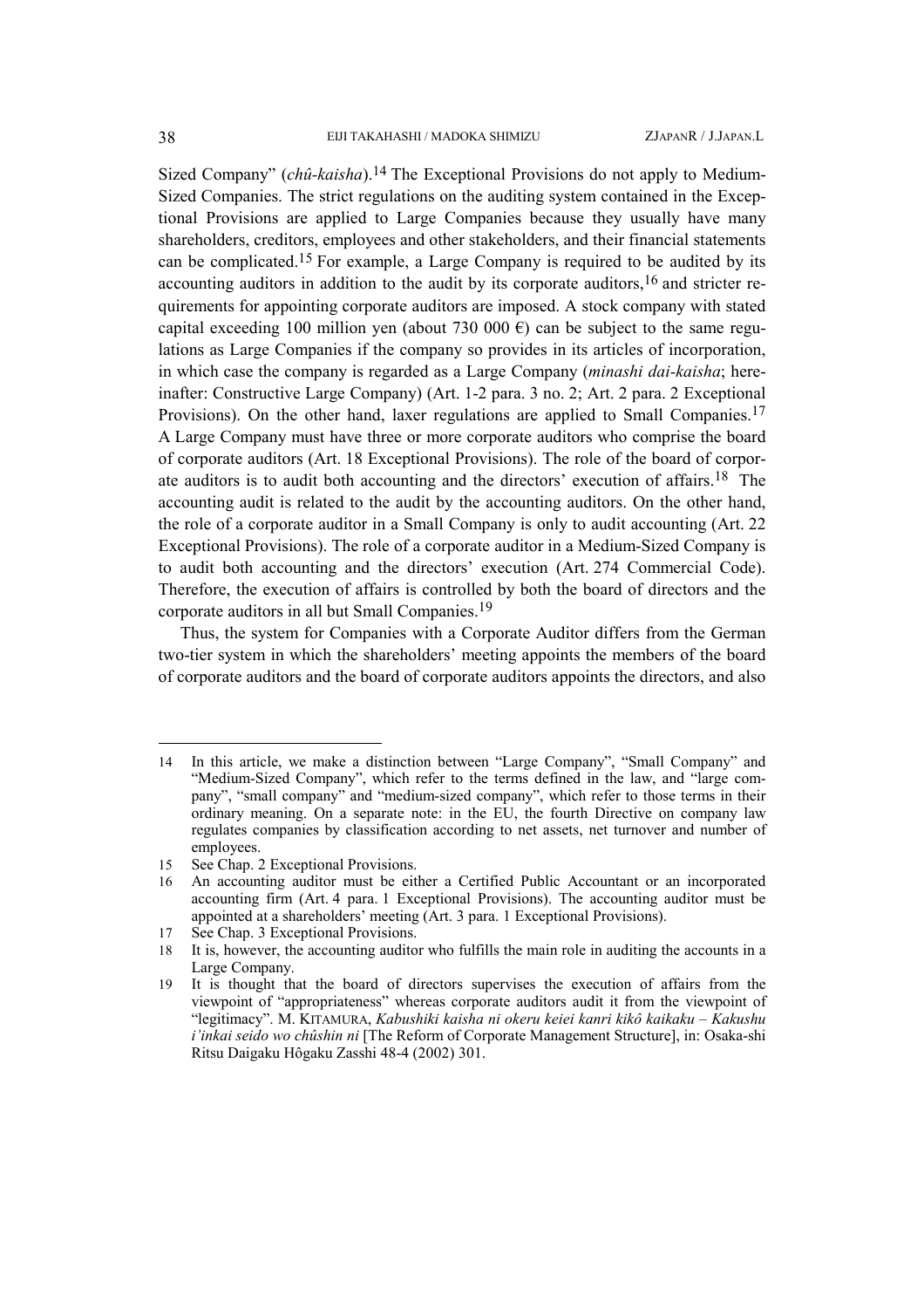Sized Company" (*chû-kaisha*).[14] The Exceptional Provisions do not apply to Medium-Sized Companies. The strict regulations on the auditing system contained in the Exceptional Provisions are applied to Large Companies because they usually have many shareholders, creditors, employees and other stakeholders, and their financial statements can be complicated.[15] For example, a Large Company is required to be audited by its accounting auditors in addition to the audit by its corporate auditors,[16] and stricter requirements for appointing corporate auditors are imposed. A stock company with stated capital exceeding 100 million yen (about 730 000 €) can be subject to the same regulations as Large Companies if the company so provides in its articles of incorporation, in which case the company is regarded as a Large Company (*minashi dai-kaisha*; hereinafter: Constructive Large Company) (Art. 1-2 para. 3 no. 2; Art. 2 para. 2 Exceptional Provisions). On the other hand, laxer regulations are applied to Small Companies.[17] A Large Company must have three or more corporate auditors who comprise the board of corporate auditors (Art. 18 Exceptional Provisions). The role of the board of corporate auditors is to audit both accounting and the directors' execution of affairs.[18] The accounting audit is related to the audit by the accounting auditors. On the other hand, the role of a corporate auditor in a Small Company is only to audit accounting (Art. 22 Exceptional Provisions). The role of a corporate auditor in a Medium-Sized Company is to audit both accounting and the directors' execution (Art. 274 Commercial Code). Therefore, the execution of affairs is controlled by both the board of directors and the corporate auditors in all but Small Companies.[19]

Thus, the system for Companies with a Corporate Auditor differs from the German two-tier system in which the shareholders' meeting appoints the members of the board of corporate auditors and the board of corporate auditors appoints the directors, and also

---

14 In this article, we make a distinction between "Large Company", "Small Company" and "Medium-Sized Company", which refer to the terms defined in the law, and "large company", "small company" and "medium-sized company", which refer to those terms in their ordinary meaning. On a separate note: in the EU, the fourth Directive on company law regulates companies by classification according to net assets, net turnover and number of employees.

15 See Chap. 2 Exceptional Provisions.

16 An accounting auditor must be either a Certified Public Accountant or an incorporated accounting firm (Art. 4 para. 1 Exceptional Provisions). The accounting auditor must be appointed at a shareholders' meeting (Art. 3 para. 1 Exceptional Provisions).

17 See Chap. 3 Exceptional Provisions.

18 It is, however, the accounting auditor who fulfills the main role in auditing the accounts in a Large Company.

19 It is thought that the board of directors supervises the execution of affairs from the viewpoint of "appropriateness" whereas corporate auditors audit it from the viewpoint of "legitimacy". M. KITAMURA, *Kabushiki kaisha ni okeru keiei kanri kikô kaikaku – Kakushu i'inkai seido wo chûshin ni* [The Reform of Corporate Management Structure], in: Osaka-shi Ritsu Daigaku Hôgaku Zasshi 48-4 (2002) 301.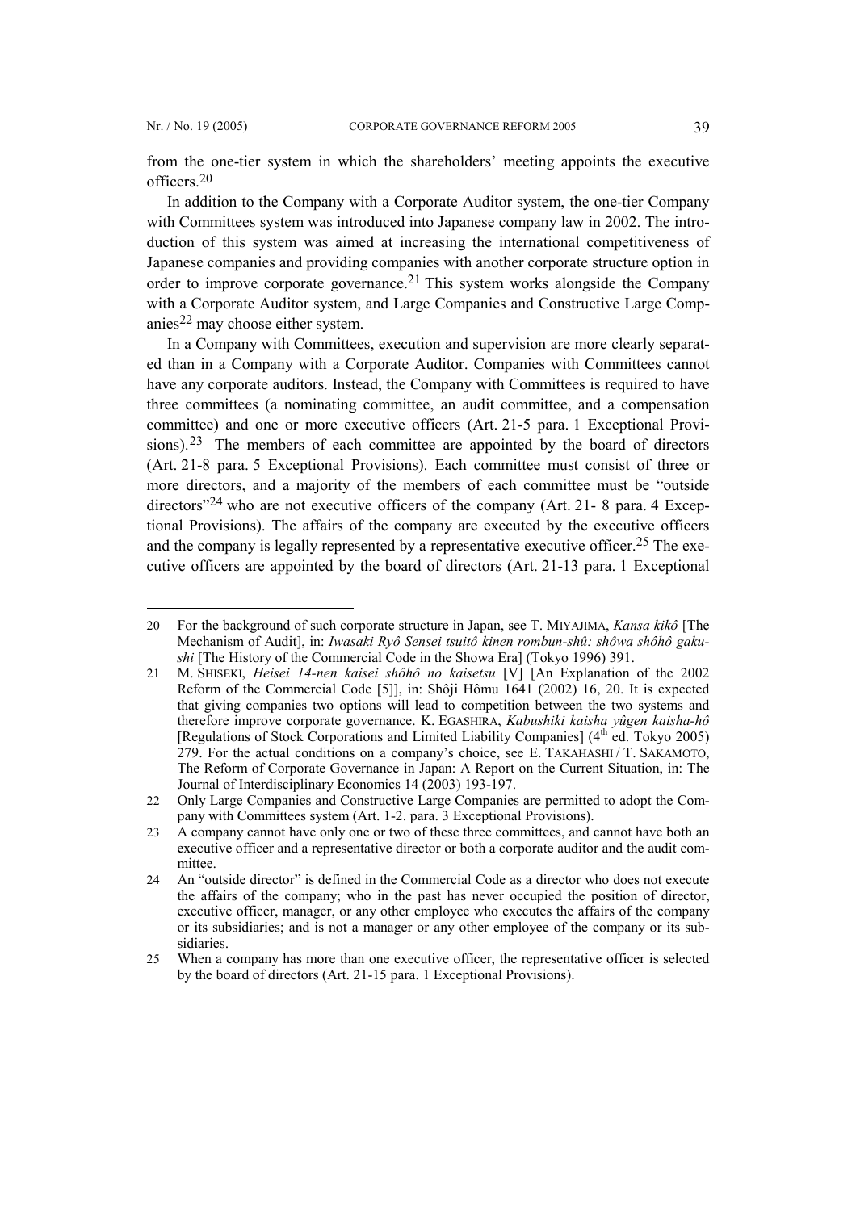from the one-tier system in which the shareholders' meeting appoints the executive officers.[20]

In addition to the Company with a Corporate Auditor system, the one-tier Company with Committees system was introduced into Japanese company law in 2002. The introduction of this system was aimed at increasing the international competitiveness of Japanese companies and providing companies with another corporate structure option in order to improve corporate governance.[21] This system works alongside the Company with a Corporate Auditor system, and Large Companies and Constructive Large Companies[22] may choose either system.

In a Company with Committees, execution and supervision are more clearly separated than in a Company with a Corporate Auditor. Companies with Committees cannot have any corporate auditors. Instead, the Company with Committees is required to have three committees (a nominating committee, an audit committee, and a compensation committee) and one or more executive officers (Art. 21-5 para. 1 Exceptional Provisions).[23] The members of each committee are appointed by the board of directors (Art. 21-8 para. 5 Exceptional Provisions). Each committee must consist of three or more directors, and a majority of the members of each committee must be "outside directors"[24] who are not executive officers of the company (Art. 21- 8 para. 4 Exceptional Provisions). The affairs of the company are executed by the executive officers and the company is legally represented by a representative executive officer.[25] The executive officers are appointed by the board of directors (Art. 21-13 para. 1 Exceptional

---

20 For the background of such corporate structure in Japan, see T. MIYAJIMA, *Kansa kikô* [The Mechanism of Audit], in: *Iwasaki Ryô Sensei tsuitô kinen rombun-shû: shôwa shôhô gakushi* [The History of the Commercial Code in the Showa Era] (Tokyo 1996) 391.

21 M. SHISEKI, *Heisei 14-nen kaisei shôhô no kaisetsu* [V] [An Explanation of the 2002 Reform of the Commercial Code [5]], in: Shôji Hômu 1641 (2002) 16, 20. It is expected that giving companies two options will lead to competition between the two systems and therefore improve corporate governance. K. EGASHIRA, *Kabushiki kaisha yûgen kaisha-hô* [Regulations of Stock Corporations and Limited Liability Companies] (4th ed. Tokyo 2005) 279. For the actual conditions on a company's choice, see E. TAKAHASHI / T. SAKAMOTO, The Reform of Corporate Governance in Japan: A Report on the Current Situation, in: The Journal of Interdisciplinary Economics 14 (2003) 193-197.

22 Only Large Companies and Constructive Large Companies are permitted to adopt the Company with Committees system (Art. 1-2. para. 3 Exceptional Provisions).

23 A company cannot have only one or two of these three committees, and cannot have both an executive officer and a representative director or both a corporate auditor and the audit committee.

24 An "outside director" is defined in the Commercial Code as a director who does not execute the affairs of the company; who in the past has never occupied the position of director, executive officer, manager, or any other employee who executes the affairs of the company or its subsidiaries; and is not a manager or any other employee of the company or its subsidiaries.

25 When a company has more than one executive officer, the representative officer is selected by the board of directors (Art. 21-15 para. 1 Exceptional Provisions).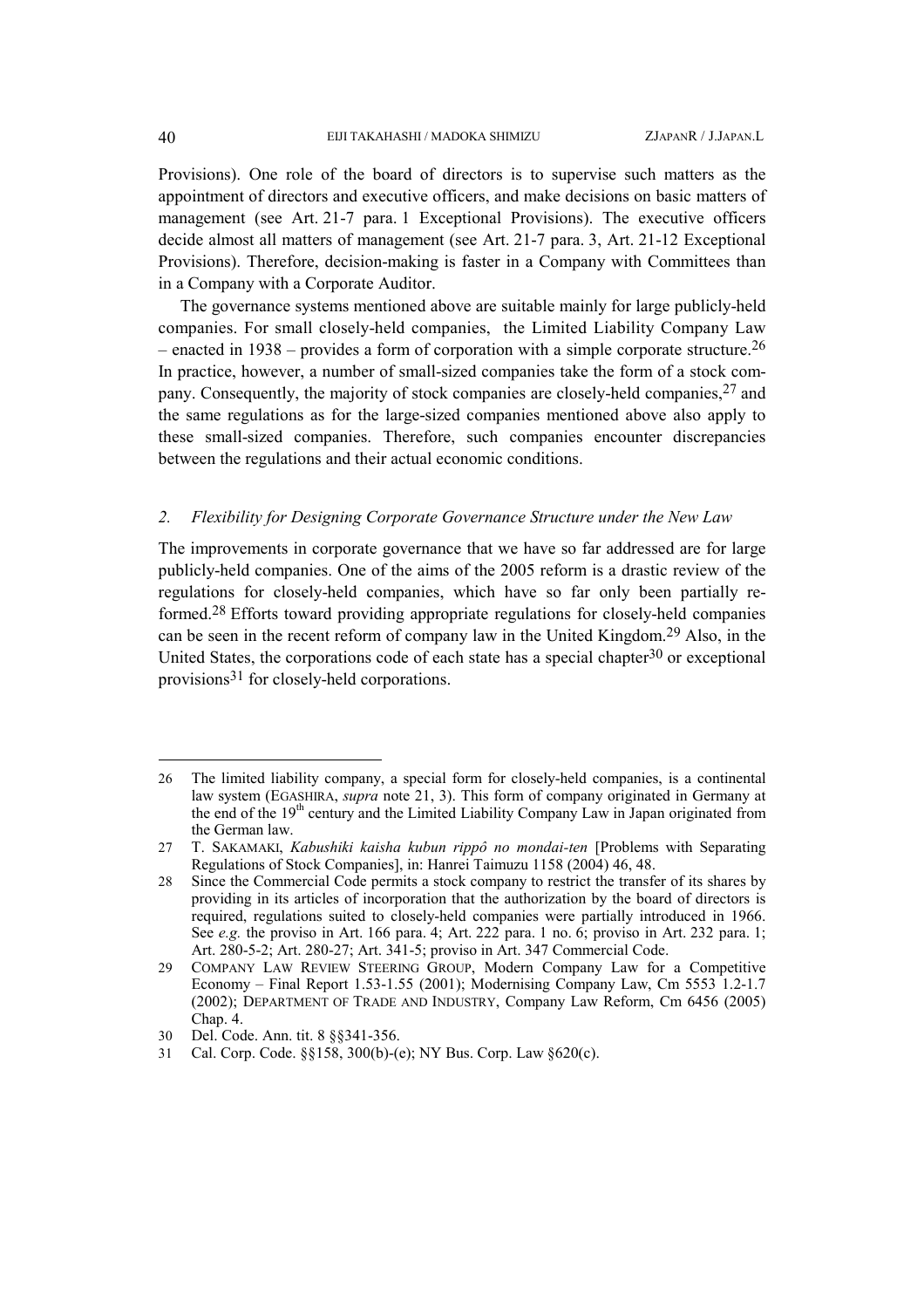Provisions). One role of the board of directors is to supervise such matters as the appointment of directors and executive officers, and make decisions on basic matters of management (see Art. 21-7 para. 1 Exceptional Provisions). The executive officers decide almost all matters of management (see Art. 21-7 para. 3, Art. 21-12 Exceptional Provisions). Therefore, decision-making is faster in a Company with Committees than in a Company with a Corporate Auditor.

The governance systems mentioned above are suitable mainly for large publicly-held companies. For small closely-held companies, the Limited Liability Company Law – enacted in 1938 – provides a form of corporation with a simple corporate structure.[26] In practice, however, a number of small-sized companies take the form of a stock company. Consequently, the majority of stock companies are closely-held companies,[27] and the same regulations as for the large-sized companies mentioned above also apply to these small-sized companies. Therefore, such companies encounter discrepancies between the regulations and their actual economic conditions.

## *2. Flexibility for Designing Corporate Governance Structure under the New Law*

The improvements in corporate governance that we have so far addressed are for large publicly-held companies. One of the aims of the 2005 reform is a drastic review of the regulations for closely-held companies, which have so far only been partially reformed.[28] Efforts toward providing appropriate regulations for closely-held companies can be seen in the recent reform of company law in the United Kingdom.[29] Also, in the United States, the corporations code of each state has a special chapter[30] or exceptional provisions[31] for closely-held corporations.

---

26 The limited liability company, a special form for closely-held companies, is a continental law system (EGASHIRA, *supra* note 21, 3). This form of company originated in Germany at the end of the 19th century and the Limited Liability Company Law in Japan originated from the German law.

27 T. SAKAMAKI, *Kabushiki kaisha kubun rippô no mondai-ten* [Problems with Separating Regulations of Stock Companies], in: Hanrei Taimuzu 1158 (2004) 46, 48.

28 Since the Commercial Code permits a stock company to restrict the transfer of its shares by providing in its articles of incorporation that the authorization by the board of directors is required, regulations suited to closely-held companies were partially introduced in 1966. See *e.g.* the proviso in Art. 166 para. 4; Art. 222 para. 1 no. 6; proviso in Art. 232 para. 1; Art. 280-5-2; Art. 280-27; Art. 341-5; proviso in Art. 347 Commercial Code.

29 COMPANY LAW REVIEW STEERING GROUP, Modern Company Law for a Competitive Economy – Final Report 1.53-1.55 (2001); Modernising Company Law, Cm 5553 1.2-1.7 (2002); DEPARTMENT OF TRADE AND INDUSTRY, Company Law Reform, Cm 6456 (2005) Chap. 4.

30 Del. Code. Ann. tit. 8 §§341-356.

31 Cal. Corp. Code. §§158, 300(b)-(e); NY Bus. Corp. Law §620(c).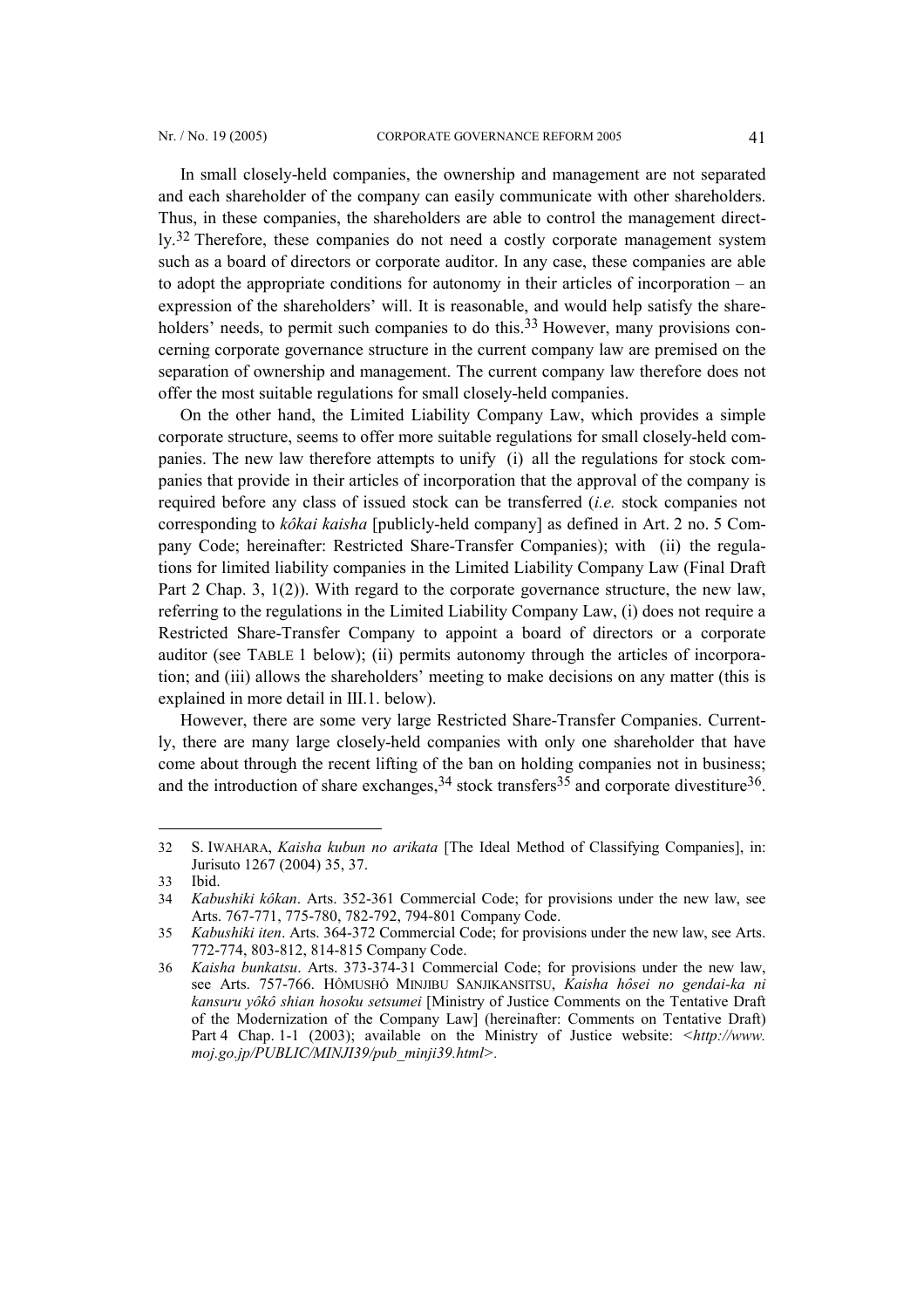In small closely-held companies, the ownership and management are not separated and each shareholder of the company can easily communicate with other shareholders. Thus, in these companies, the shareholders are able to control the management directly.[32] Therefore, these companies do not need a costly corporate management system such as a board of directors or corporate auditor. In any case, these companies are able to adopt the appropriate conditions for autonomy in their articles of incorporation – an expression of the shareholders' will. It is reasonable, and would help satisfy the shareholders' needs, to permit such companies to do this.[33] However, many provisions concerning corporate governance structure in the current company law are premised on the separation of ownership and management. The current company law therefore does not offer the most suitable regulations for small closely-held companies.

On the other hand, the Limited Liability Company Law, which provides a simple corporate structure, seems to offer more suitable regulations for small closely-held companies. The new law therefore attempts to unify (i) all the regulations for stock companies that provide in their articles of incorporation that the approval of the company is required before any class of issued stock can be transferred (*i.e.* stock companies not corresponding to *kôkai kaisha* [publicly-held company] as defined in Art. 2 no. 5 Company Code; hereinafter: Restricted Share-Transfer Companies); with (ii) the regulations for limited liability companies in the Limited Liability Company Law (Final Draft Part 2 Chap. 3, 1(2)). With regard to the corporate governance structure, the new law, referring to the regulations in the Limited Liability Company Law, (i) does not require a Restricted Share-Transfer Company to appoint a board of directors or a corporate auditor (see TABLE 1 below); (ii) permits autonomy through the articles of incorporation; and (iii) allows the shareholders' meeting to make decisions on any matter (this is explained in more detail in III.1. below).

However, there are some very large Restricted Share-Transfer Companies. Currently, there are many large closely-held companies with only one shareholder that have come about through the recent lifting of the ban on holding companies not in business; and the introduction of share exchanges,[34] stock transfers[35] and corporate divestiture[36].

---

32 S. IWAHARA, *Kaisha kubun no arikata* [The Ideal Method of Classifying Companies], in: Jurisuto 1267 (2004) 35, 37.

33 Ibid.

34 *Kabushiki kôkan*. Arts. 352-361 Commercial Code; for provisions under the new law, see Arts. 767-771, 775-780, 782-792, 794-801 Company Code.

35 *Kabushiki iten*. Arts. 364-372 Commercial Code; for provisions under the new law, see Arts. 772-774, 803-812, 814-815 Company Code.

36 *Kaisha bunkatsu*. Arts. 373-374-31 Commercial Code; for provisions under the new law, see Arts. 757-766. HÔMUSHÔ MINJIBU SANJIKANSITSU, *Kaisha hôsei no gendai-ka ni kansuru yôkô shian hosoku setsumei* [Ministry of Justice Comments on the Tentative Draft of the Modernization of the Company Law] (hereinafter: Comments on Tentative Draft) Part 4 Chap. 1-1 (2003); available on the Ministry of Justice website: <*http://www.moj.go.jp/PUBLIC/MINJI39/pub_minji39.html*>.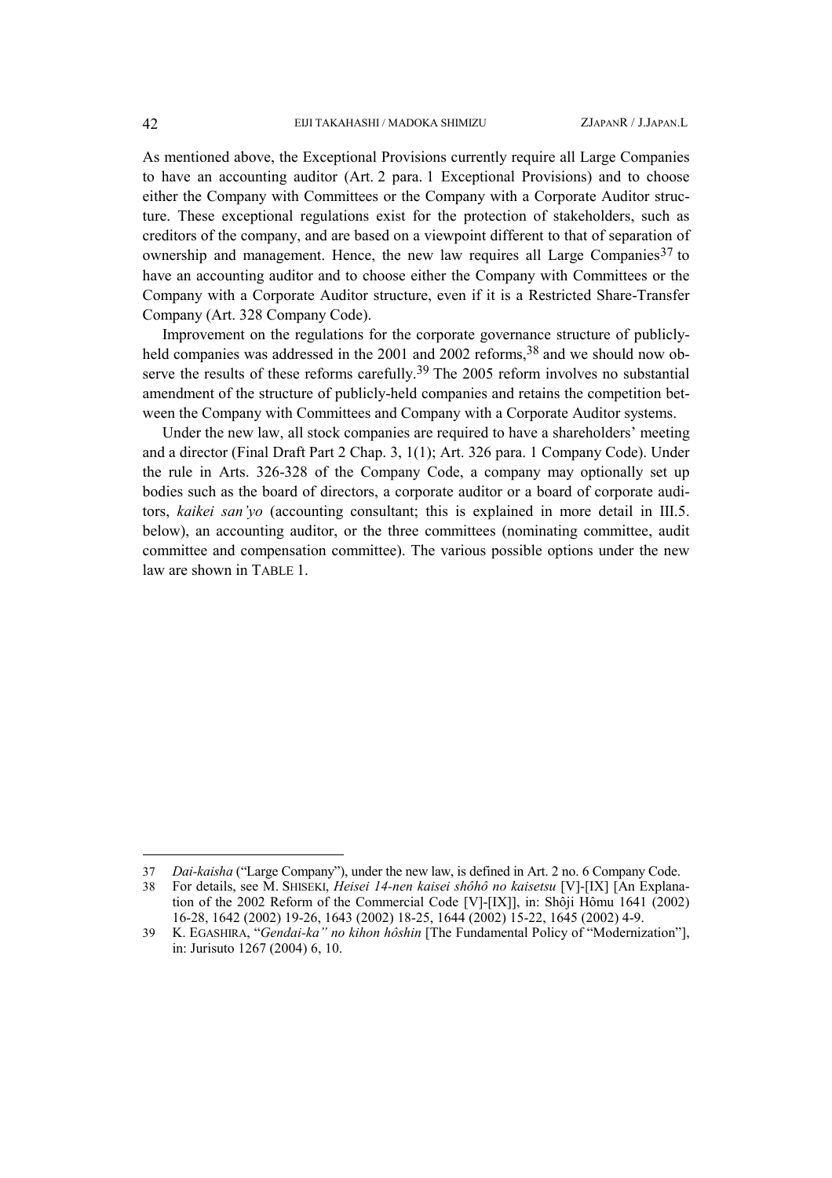As mentioned above, the Exceptional Provisions currently require all Large Companies to have an accounting auditor (Art. 2 para. 1 Exceptional Provisions) and to choose either the Company with Committees or the Company with a Corporate Auditor structure. These exceptional regulations exist for the protection of stakeholders, such as creditors of the company, and are based on a viewpoint different to that of separation of ownership and management. Hence, the new law requires all Large Companies[37] to have an accounting auditor and to choose either the Company with Committees or the Company with a Corporate Auditor structure, even if it is a Restricted Share-Transfer Company (Art. 328 Company Code).

Improvement on the regulations for the corporate governance structure of publicly-held companies was addressed in the 2001 and 2002 reforms,[38] and we should now observe the results of these reforms carefully.[39] The 2005 reform involves no substantial amendment of the structure of publicly-held companies and retains the competition between the Company with Committees and Company with a Corporate Auditor systems.

Under the new law, all stock companies are required to have a shareholders' meeting and a director (Final Draft Part 2 Chap. 3, 1(1); Art. 326 para. 1 Company Code). Under the rule in Arts. 326-328 of the Company Code, a company may optionally set up bodies such as the board of directors, a corporate auditor or a board of corporate auditors, *kaikei san'yo* (accounting consultant; this is explained in more detail in III.5. below), an accounting auditor, or the three committees (nominating committee, audit committee and compensation committee). The various possible options under the new law are shown in TABLE 1.

---

37 *Dai-kaisha* ("Large Company"), under the new law, is defined in Art. 2 no. 6 Company Code.

38 For details, see M. SHISEKI, *Heisei 14-nen kaisei shôhô no kaisetsu* [V]-[IX] [An Explanation of the 2002 Reform of the Commercial Code [V]-[IX]], in: Shôji Hômu 1641 (2002) 16-28, 1642 (2002) 19-26, 1643 (2002) 18-25, 1644 (2002) 15-22, 1645 (2002) 4-9.

39 K. EGASHIRA, "*Gendai-ka" no kihon hôshin* [The Fundamental Policy of "Modernization"], in: Jurisuto 1267 (2004) 6, 10.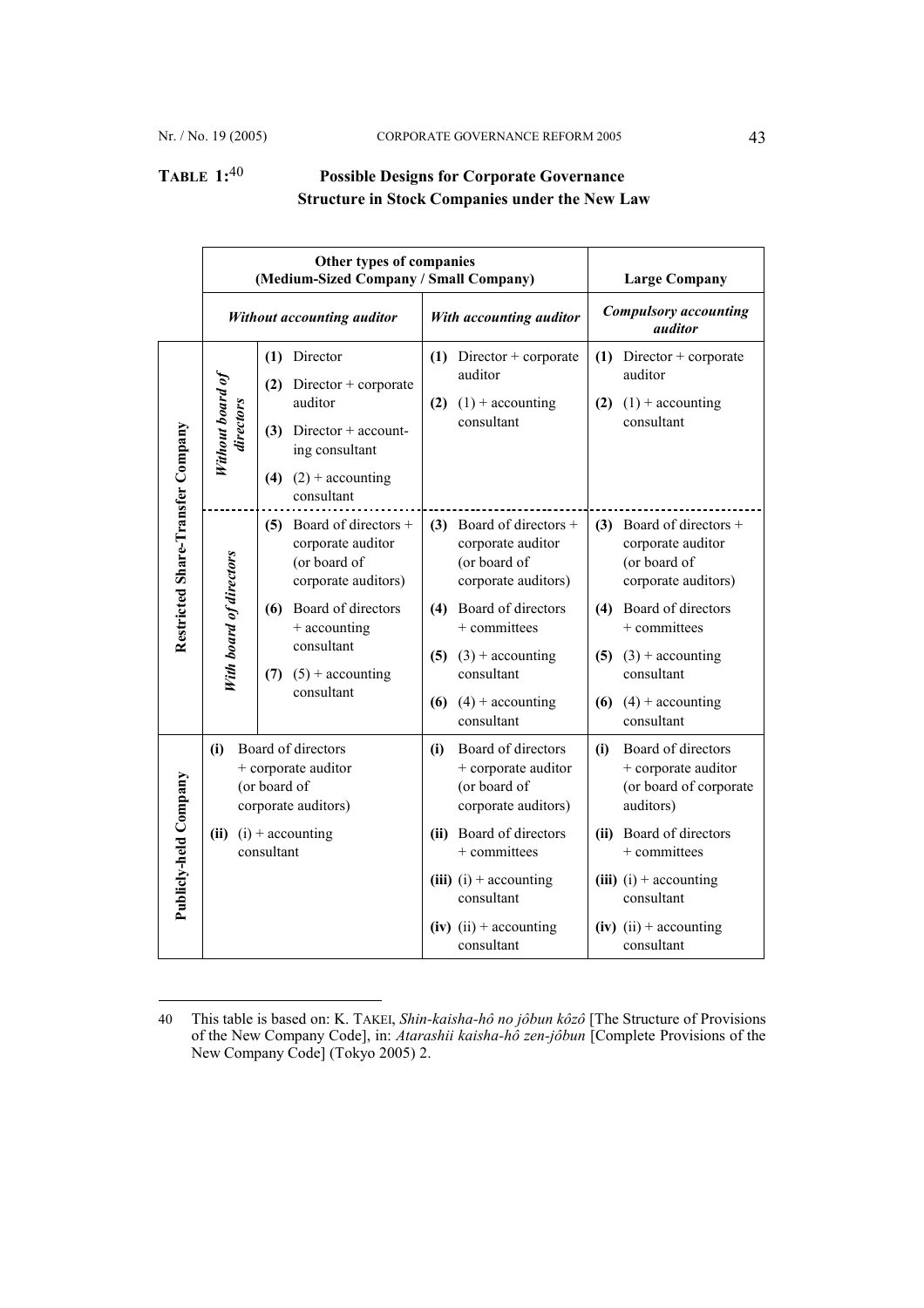**TABLE 1:**[40] **Possible Designs for Corporate Governance Structure in Stock Companies under the New Law**

| | | Other types of companies (Medium-Sized Company / Small Company) | | Large Company |
|---|---|---|---|---|
| | | ***Without accounting auditor*** | ***With accounting auditor*** | ***Compulsory accounting auditor*** |
| **Restricted Share-Transfer Company** | ***Without board of directors*** | **(1)** Director<br>**(2)** Director + corporate auditor<br>**(3)** Director + accounting consultant<br>**(4)** (2) + accounting consultant | **(1)** Director + corporate auditor<br>**(2)** (1) + accounting consultant | **(1)** Director + corporate auditor<br>**(2)** (1) + accounting consultant |
| | ***With board of directors*** | **(5)** Board of directors + corporate auditor (or board of corporate auditors)<br>**(6)** Board of directors + accounting consultant<br>**(7)** (5) + accounting consultant | **(3)** Board of directors + corporate auditor (or board of corporate auditors)<br>**(4)** Board of directors + committees<br>**(5)** (3) + accounting consultant<br>**(6)** (4) + accounting consultant | **(3)** Board of directors + corporate auditor (or board of corporate auditors)<br>**(4)** Board of directors + committees<br>**(5)** (3) + accounting consultant<br>**(6)** (4) + accounting consultant |
| **Publicly-held Company** | | **(i)** Board of directors + corporate auditor (or board of corporate auditors)<br>**(ii)** (i) + accounting consultant | **(i)** Board of directors + corporate auditor (or board of corporate auditors)<br>**(ii)** Board of directors + committees<br>**(iii)** (i) + accounting consultant<br>**(iv)** (ii) + accounting consultant | **(i)** Board of directors + corporate auditor (or board of corporate auditors)<br>**(ii)** Board of directors + committees<br>**(iii)** (i) + accounting consultant<br>**(iv)** (ii) + accounting consultant |

40 This table is based on: K. TAKEI, *Shin-kaisha-hô no jôbun kôzô* [The Structure of Provisions of the New Company Code], in: *Atarashii kaisha-hô zen-jôbun* [Complete Provisions of the New Company Code] (Tokyo 2005) 2.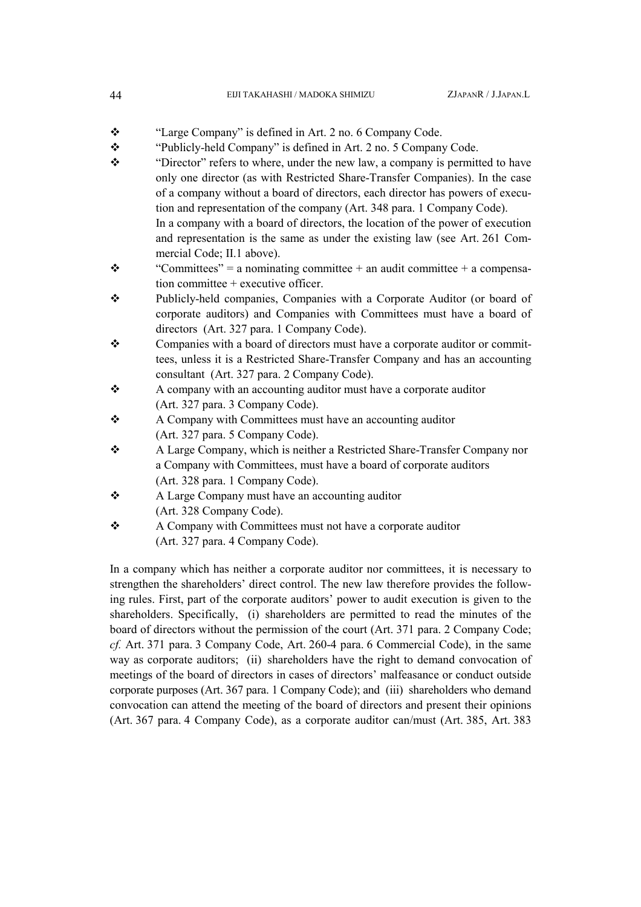- "Large Company" is defined in Art. 2 no. 6 Company Code.
- "Publicly-held Company" is defined in Art. 2 no. 5 Company Code.
- "Director" refers to where, under the new law, a company is permitted to have only one director (as with Restricted Share-Transfer Companies). In the case of a company without a board of directors, each director has powers of execution and representation of the company (Art. 348 para. 1 Company Code).
  In a company with a board of directors, the location of the power of execution and representation is the same as under the existing law (see Art. 261 Commercial Code; II.1 above).
- "Committees" = a nominating committee + an audit committee + a compensation committee + executive officer.
- Publicly-held companies, Companies with a Corporate Auditor (or board of corporate auditors) and Companies with Committees must have a board of directors (Art. 327 para. 1 Company Code).
- Companies with a board of directors must have a corporate auditor or committees, unless it is a Restricted Share-Transfer Company and has an accounting consultant (Art. 327 para. 2 Company Code).
- A company with an accounting auditor must have a corporate auditor (Art. 327 para. 3 Company Code).
- A Company with Committees must have an accounting auditor (Art. 327 para. 5 Company Code).
- A Large Company, which is neither a Restricted Share-Transfer Company nor a Company with Committees, must have a board of corporate auditors (Art. 328 para. 1 Company Code).
- A Large Company must have an accounting auditor (Art. 328 Company Code).
- A Company with Committees must not have a corporate auditor (Art. 327 para. 4 Company Code).

In a company which has neither a corporate auditor nor committees, it is necessary to strengthen the shareholders' direct control. The new law therefore provides the following rules. First, part of the corporate auditors' power to audit execution is given to the shareholders. Specifically, (i) shareholders are permitted to read the minutes of the board of directors without the permission of the court (Art. 371 para. 2 Company Code; *cf.* Art. 371 para. 3 Company Code, Art. 260-4 para. 6 Commercial Code), in the same way as corporate auditors; (ii) shareholders have the right to demand convocation of meetings of the board of directors in cases of directors' malfeasance or conduct outside corporate purposes (Art. 367 para. 1 Company Code); and (iii) shareholders who demand convocation can attend the meeting of the board of directors and present their opinions (Art. 367 para. 4 Company Code), as a corporate auditor can/must (Art. 385, Art. 383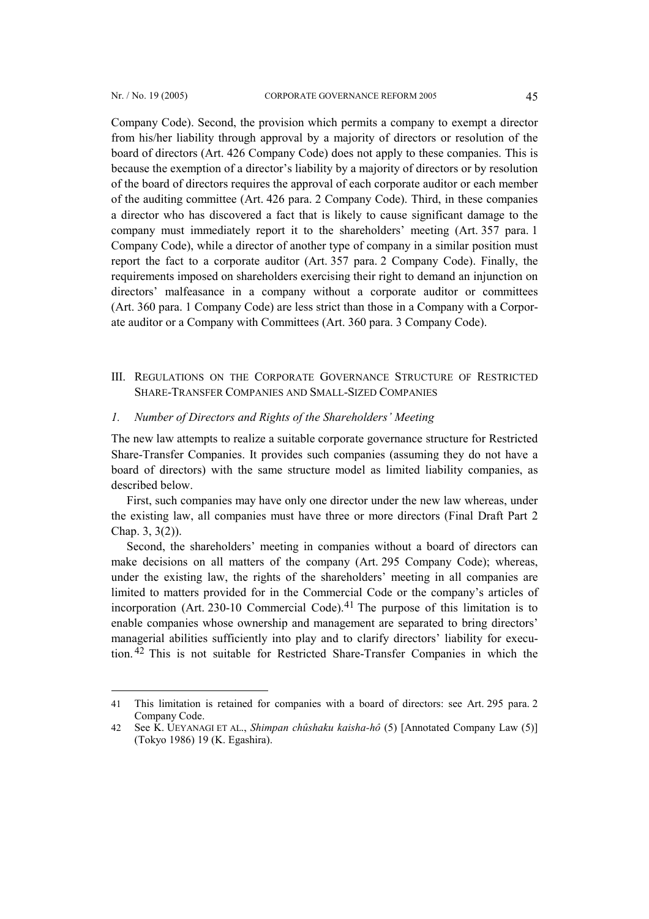Company Code). Second, the provision which permits a company to exempt a director from his/her liability through approval by a majority of directors or resolution of the board of directors (Art. 426 Company Code) does not apply to these companies. This is because the exemption of a director's liability by a majority of directors or by resolution of the board of directors requires the approval of each corporate auditor or each member of the auditing committee (Art. 426 para. 2 Company Code). Third, in these companies a director who has discovered a fact that is likely to cause significant damage to the company must immediately report it to the shareholders' meeting (Art. 357 para. 1 Company Code), while a director of another type of company in a similar position must report the fact to a corporate auditor (Art. 357 para. 2 Company Code). Finally, the requirements imposed on shareholders exercising their right to demand an injunction on directors' malfeasance in a company without a corporate auditor or committees (Art. 360 para. 1 Company Code) are less strict than those in a Company with a Corporate auditor or a Company with Committees (Art. 360 para. 3 Company Code).

## III. Regulations on the Corporate Governance Structure of Restricted Share-Transfer Companies and Small-Sized Companies

### *1. Number of Directors and Rights of the Shareholders' Meeting*

The new law attempts to realize a suitable corporate governance structure for Restricted Share-Transfer Companies. It provides such companies (assuming they do not have a board of directors) with the same structure model as limited liability companies, as described below.

First, such companies may have only one director under the new law whereas, under the existing law, all companies must have three or more directors (Final Draft Part 2 Chap. 3, 3(2)).

Second, the shareholders' meeting in companies without a board of directors can make decisions on all matters of the company (Art. 295 Company Code); whereas, under the existing law, the rights of the shareholders' meeting in all companies are limited to matters provided for in the Commercial Code or the company's articles of incorporation (Art. 230-10 Commercial Code).[41] The purpose of this limitation is to enable companies whose ownership and management are separated to bring directors' managerial abilities sufficiently into play and to clarify directors' liability for execution.[42] This is not suitable for Restricted Share-Transfer Companies in which the

---

41 This limitation is retained for companies with a board of directors: see Art. 295 para. 2 Company Code.

42 See K. Ueyanagi et al., *Shimpan chûshaku kaisha-hô* (5) [Annotated Company Law (5)] (Tokyo 1986) 19 (K. Egashira).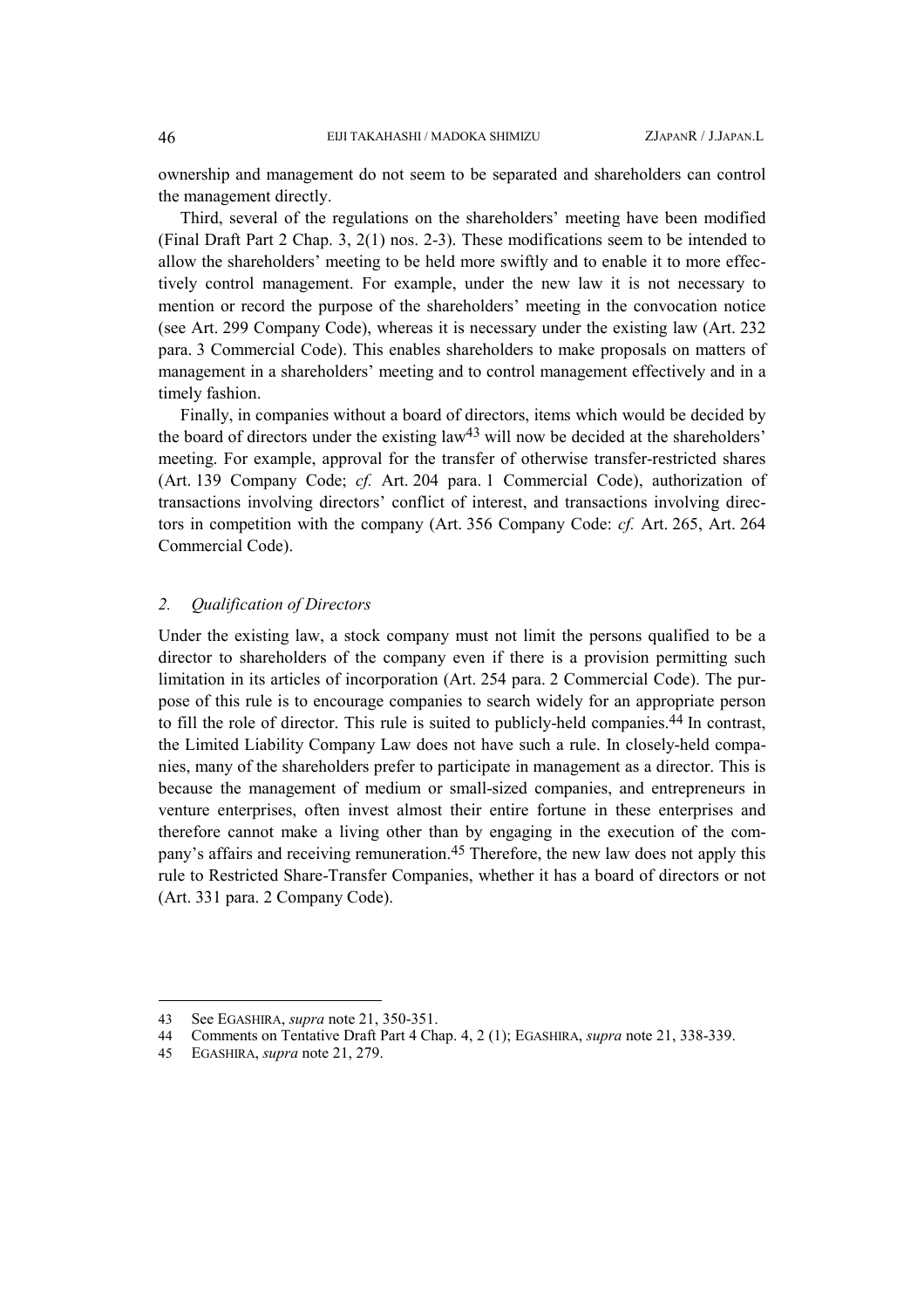ownership and management do not seem to be separated and shareholders can control the management directly.

Third, several of the regulations on the shareholders' meeting have been modified (Final Draft Part 2 Chap. 3, 2(1) nos. 2-3). These modifications seem to be intended to allow the shareholders' meeting to be held more swiftly and to enable it to more effectively control management. For example, under the new law it is not necessary to mention or record the purpose of the shareholders' meeting in the convocation notice (see Art. 299 Company Code), whereas it is necessary under the existing law (Art. 232 para. 3 Commercial Code). This enables shareholders to make proposals on matters of management in a shareholders' meeting and to control management effectively and in a timely fashion.

Finally, in companies without a board of directors, items which would be decided by the board of directors under the existing law[43] will now be decided at the shareholders' meeting. For example, approval for the transfer of otherwise transfer-restricted shares (Art. 139 Company Code; *cf.* Art. 204 para. 1 Commercial Code), authorization of transactions involving directors' conflict of interest, and transactions involving directors in competition with the company (Art. 356 Company Code: *cf.* Art. 265, Art. 264 Commercial Code).

## *2. Qualification of Directors*

Under the existing law, a stock company must not limit the persons qualified to be a director to shareholders of the company even if there is a provision permitting such limitation in its articles of incorporation (Art. 254 para. 2 Commercial Code). The purpose of this rule is to encourage companies to search widely for an appropriate person to fill the role of director. This rule is suited to publicly-held companies.[44] In contrast, the Limited Liability Company Law does not have such a rule. In closely-held companies, many of the shareholders prefer to participate in management as a director. This is because the management of medium or small-sized companies, and entrepreneurs in venture enterprises, often invest almost their entire fortune in these enterprises and therefore cannot make a living other than by engaging in the execution of the company's affairs and receiving remuneration.[45] Therefore, the new law does not apply this rule to Restricted Share-Transfer Companies, whether it has a board of directors or not (Art. 331 para. 2 Company Code).

---

43 See EGASHIRA, *supra* note 21, 350-351.

44 Comments on Tentative Draft Part 4 Chap. 4, 2 (1); EGASHIRA, *supra* note 21, 338-339.

45 EGASHIRA, *supra* note 21, 279.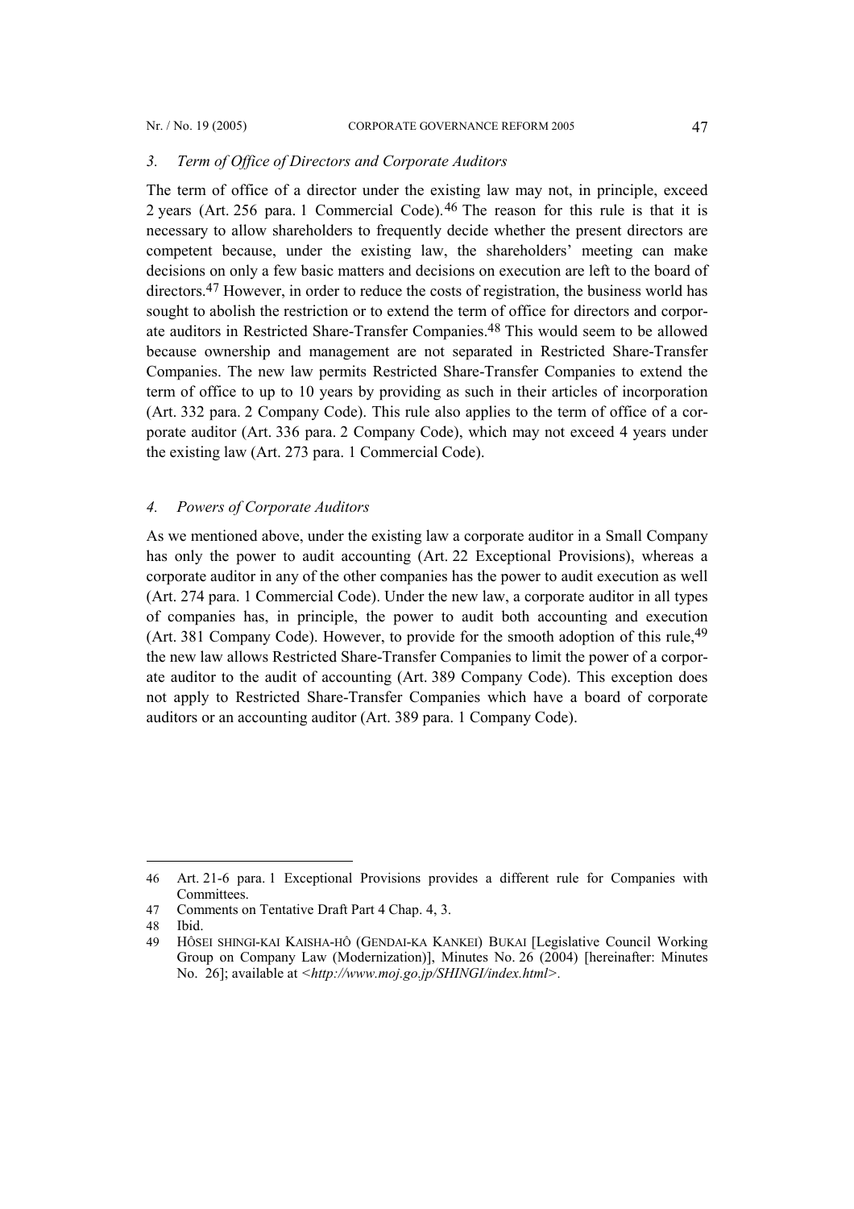### *3. Term of Office of Directors and Corporate Auditors*

The term of office of a director under the existing law may not, in principle, exceed 2 years (Art. 256 para. 1 Commercial Code).[46] The reason for this rule is that it is necessary to allow shareholders to frequently decide whether the present directors are competent because, under the existing law, the shareholders' meeting can make decisions on only a few basic matters and decisions on execution are left to the board of directors.[47] However, in order to reduce the costs of registration, the business world has sought to abolish the restriction or to extend the term of office for directors and corporate auditors in Restricted Share-Transfer Companies.[48] This would seem to be allowed because ownership and management are not separated in Restricted Share-Transfer Companies. The new law permits Restricted Share-Transfer Companies to extend the term of office to up to 10 years by providing as such in their articles of incorporation (Art. 332 para. 2 Company Code). This rule also applies to the term of office of a corporate auditor (Art. 336 para. 2 Company Code), which may not exceed 4 years under the existing law (Art. 273 para. 1 Commercial Code).

### *4. Powers of Corporate Auditors*

As we mentioned above, under the existing law a corporate auditor in a Small Company has only the power to audit accounting (Art. 22 Exceptional Provisions), whereas a corporate auditor in any of the other companies has the power to audit execution as well (Art. 274 para. 1 Commercial Code). Under the new law, a corporate auditor in all types of companies has, in principle, the power to audit both accounting and execution (Art. 381 Company Code). However, to provide for the smooth adoption of this rule,[49] the new law allows Restricted Share-Transfer Companies to limit the power of a corporate auditor to the audit of accounting (Art. 389 Company Code). This exception does not apply to Restricted Share-Transfer Companies which have a board of corporate auditors or an accounting auditor (Art. 389 para. 1 Company Code).

---

46 Art. 21-6 para. 1 Exceptional Provisions provides a different rule for Companies with Committees.

47 Comments on Tentative Draft Part 4 Chap. 4, 3.

48 Ibid.

49 HÔSEI SHINGI-KAI KAISHA-HÔ (GENDAI-KA KANKEI) BUKAI [Legislative Council Working Group on Company Law (Modernization)], Minutes No. 26 (2004) [hereinafter: Minutes No. 26]; available at *<http://www.moj.go.jp/SHINGI/index.html>*.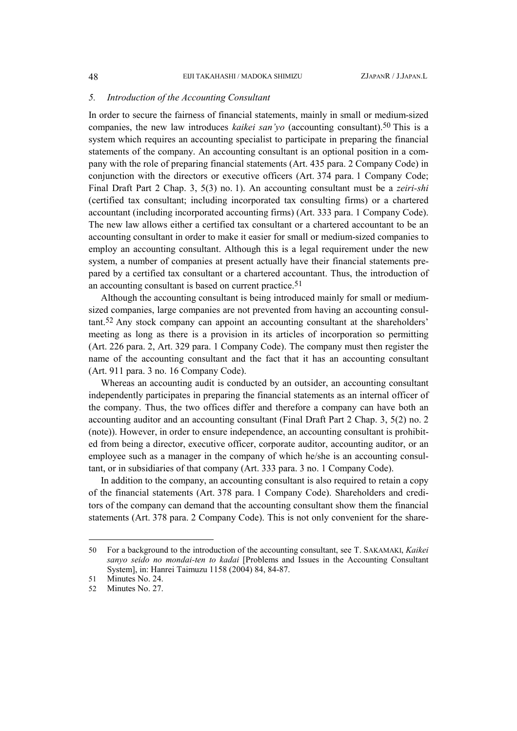### *5. Introduction of the Accounting Consultant*

In order to secure the fairness of financial statements, mainly in small or medium-sized companies, the new law introduces *kaikei san'yo* (accounting consultant).[50] This is a system which requires an accounting specialist to participate in preparing the financial statements of the company. An accounting consultant is an optional position in a company with the role of preparing financial statements (Art. 435 para. 2 Company Code) in conjunction with the directors or executive officers (Art. 374 para. 1 Company Code; Final Draft Part 2 Chap. 3, 5(3) no. 1). An accounting consultant must be a *zeiri-shi* (certified tax consultant; including incorporated tax consulting firms) or a chartered accountant (including incorporated accounting firms) (Art. 333 para. 1 Company Code). The new law allows either a certified tax consultant or a chartered accountant to be an accounting consultant in order to make it easier for small or medium-sized companies to employ an accounting consultant. Although this is a legal requirement under the new system, a number of companies at present actually have their financial statements prepared by a certified tax consultant or a chartered accountant. Thus, the introduction of an accounting consultant is based on current practice.[51]

Although the accounting consultant is being introduced mainly for small or medium-sized companies, large companies are not prevented from having an accounting consultant.[52] Any stock company can appoint an accounting consultant at the shareholders' meeting as long as there is a provision in its articles of incorporation so permitting (Art. 226 para. 2, Art. 329 para. 1 Company Code). The company must then register the name of the accounting consultant and the fact that it has an accounting consultant (Art. 911 para. 3 no. 16 Company Code).

Whereas an accounting audit is conducted by an outsider, an accounting consultant independently participates in preparing the financial statements as an internal officer of the company. Thus, the two offices differ and therefore a company can have both an accounting auditor and an accounting consultant (Final Draft Part 2 Chap. 3, 5(2) no. 2 (note)). However, in order to ensure independence, an accounting consultant is prohibited from being a director, executive officer, corporate auditor, accounting auditor, or an employee such as a manager in the company of which he/she is an accounting consultant, or in subsidiaries of that company (Art. 333 para. 3 no. 1 Company Code).

In addition to the company, an accounting consultant is also required to retain a copy of the financial statements (Art. 378 para. 1 Company Code). Shareholders and creditors of the company can demand that the accounting consultant show them the financial statements (Art. 378 para. 2 Company Code). This is not only convenient for the share-

---

50 For a background to the introduction of the accounting consultant, see T. SAKAMAKI, *Kaikei sanyo seido no mondai-ten to kadai* [Problems and Issues in the Accounting Consultant System], in: Hanrei Taimuzu 1158 (2004) 84, 84-87.

51 Minutes No. 24.

52 Minutes No. 27.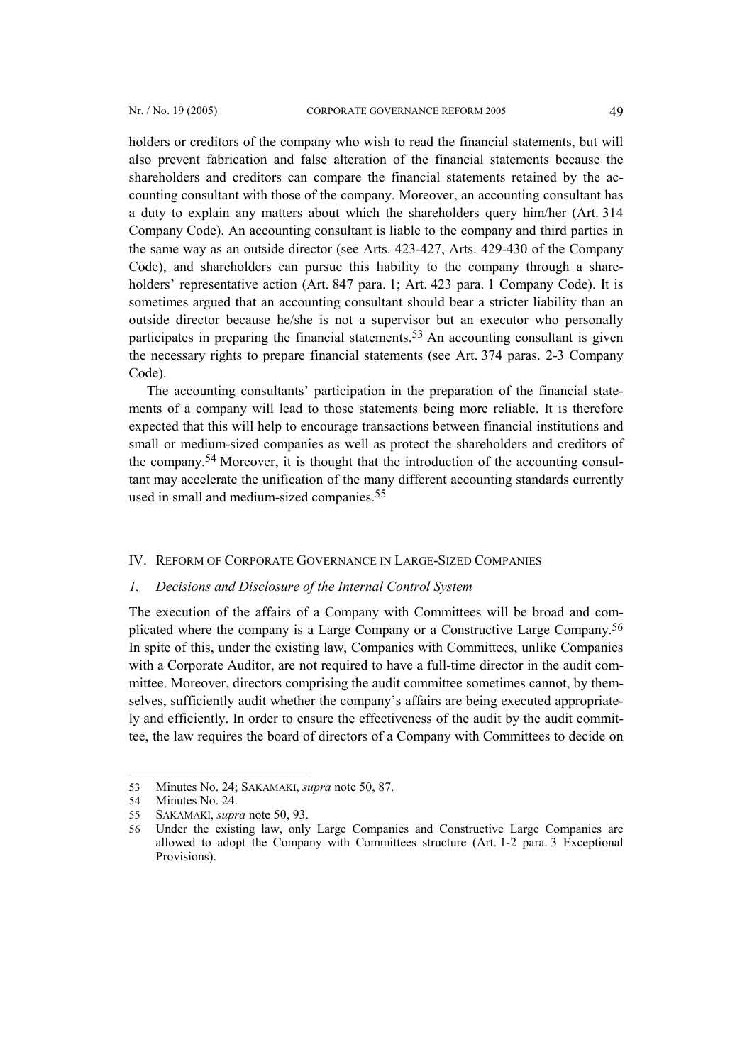holders or creditors of the company who wish to read the financial statements, but will also prevent fabrication and false alteration of the financial statements because the shareholders and creditors can compare the financial statements retained by the accounting consultant with those of the company. Moreover, an accounting consultant has a duty to explain any matters about which the shareholders query him/her (Art. 314 Company Code). An accounting consultant is liable to the company and third parties in the same way as an outside director (see Arts. 423-427, Arts. 429-430 of the Company Code), and shareholders can pursue this liability to the company through a shareholders' representative action (Art. 847 para. 1; Art. 423 para. 1 Company Code). It is sometimes argued that an accounting consultant should bear a stricter liability than an outside director because he/she is not a supervisor but an executor who personally participates in preparing the financial statements.[53] An accounting consultant is given the necessary rights to prepare financial statements (see Art. 374 paras. 2-3 Company Code).

The accounting consultants' participation in the preparation of the financial statements of a company will lead to those statements being more reliable. It is therefore expected that this will help to encourage transactions between financial institutions and small or medium-sized companies as well as protect the shareholders and creditors of the company.[54] Moreover, it is thought that the introduction of the accounting consultant may accelerate the unification of the many different accounting standards currently used in small and medium-sized companies.[55]

## IV. REFORM OF CORPORATE GOVERNANCE IN LARGE-SIZED COMPANIES

### *1. Decisions and Disclosure of the Internal Control System*

The execution of the affairs of a Company with Committees will be broad and complicated where the company is a Large Company or a Constructive Large Company.[56] In spite of this, under the existing law, Companies with Committees, unlike Companies with a Corporate Auditor, are not required to have a full-time director in the audit committee. Moreover, directors comprising the audit committee sometimes cannot, by themselves, sufficiently audit whether the company's affairs are being executed appropriately and efficiently. In order to ensure the effectiveness of the audit by the audit committee, the law requires the board of directors of a Company with Committees to decide on

---

53 Minutes No. 24; SAKAMAKI, *supra* note 50, 87.

54 Minutes No. 24.

55 SAKAMAKI, *supra* note 50, 93.

56 Under the existing law, only Large Companies and Constructive Large Companies are allowed to adopt the Company with Committees structure (Art. 1-2 para. 3 Exceptional Provisions).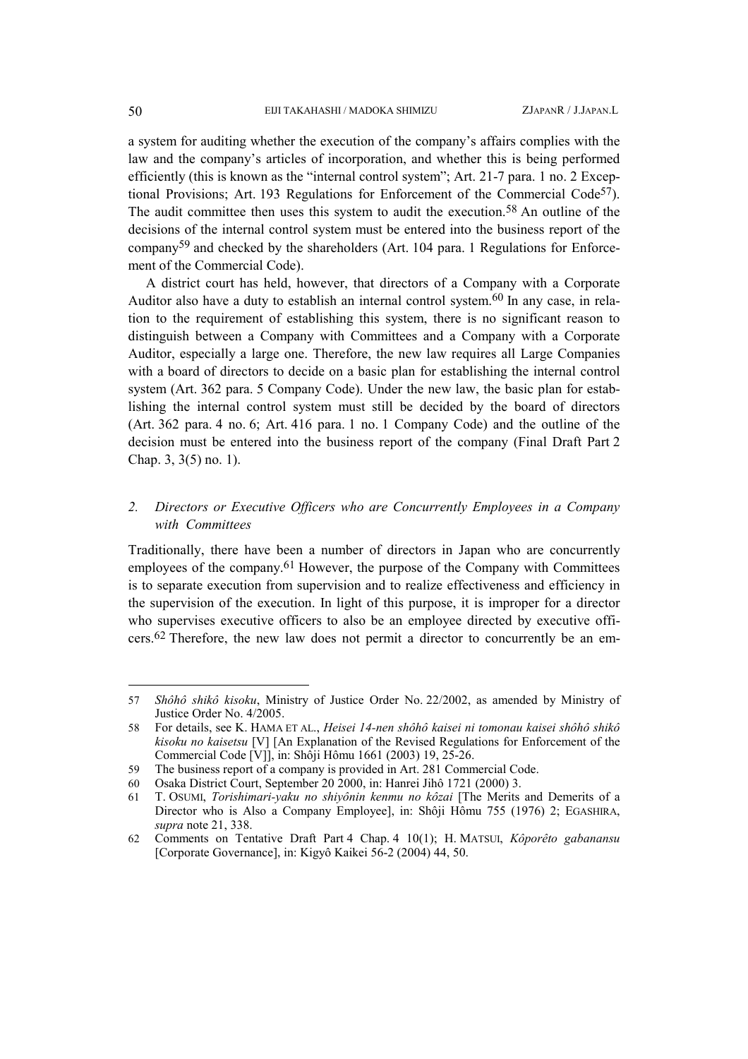a system for auditing whether the execution of the company's affairs complies with the law and the company's articles of incorporation, and whether this is being performed efficiently (this is known as the "internal control system"; Art. 21-7 para. 1 no. 2 Exceptional Provisions; Art. 193 Regulations for Enforcement of the Commercial Code[57]). The audit committee then uses this system to audit the execution.[58] An outline of the decisions of the internal control system must be entered into the business report of the company[59] and checked by the shareholders (Art. 104 para. 1 Regulations for Enforcement of the Commercial Code).

A district court has held, however, that directors of a Company with a Corporate Auditor also have a duty to establish an internal control system.[60] In any case, in relation to the requirement of establishing this system, there is no significant reason to distinguish between a Company with Committees and a Company with a Corporate Auditor, especially a large one. Therefore, the new law requires all Large Companies with a board of directors to decide on a basic plan for establishing the internal control system (Art. 362 para. 5 Company Code). Under the new law, the basic plan for establishing the internal control system must still be decided by the board of directors (Art. 362 para. 4 no. 6; Art. 416 para. 1 no. 1 Company Code) and the outline of the decision must be entered into the business report of the company (Final Draft Part 2 Chap. 3, 3(5) no. 1).

## *2. Directors or Executive Officers who are Concurrently Employees in a Company with Committees*

Traditionally, there have been a number of directors in Japan who are concurrently employees of the company.[61] However, the purpose of the Company with Committees is to separate execution from supervision and to realize effectiveness and efficiency in the supervision of the execution. In light of this purpose, it is improper for a director who supervises executive officers to also be an employee directed by executive officers.[62] Therefore, the new law does not permit a director to concurrently be an em-

---

57 *Shôhô shikô kisoku*, Ministry of Justice Order No. 22/2002, as amended by Ministry of Justice Order No. 4/2005.

58 For details, see K. HAMA ET AL., *Heisei 14-nen shôhô kaisei ni tomonau kaisei shôhô shikô kisoku no kaisetsu* [V] [An Explanation of the Revised Regulations for Enforcement of the Commercial Code [V]], in: Shôji Hômu 1661 (2003) 19, 25-26.

59 The business report of a company is provided in Art. 281 Commercial Code.

60 Osaka District Court, September 20 2000, in: Hanrei Jihô 1721 (2000) 3.

61 T. OSUMI, *Torishimari-yaku no shiyônin kenmu no kôzai* [The Merits and Demerits of a Director who is Also a Company Employee], in: Shôji Hômu 755 (1976) 2; EGASHIRA, *supra* note 21, 338.

62 Comments on Tentative Draft Part 4 Chap. 4 10(1); H. MATSUI, *Kôporêto gabanansu* [Corporate Governance], in: Kigyô Kaikei 56-2 (2004) 44, 50.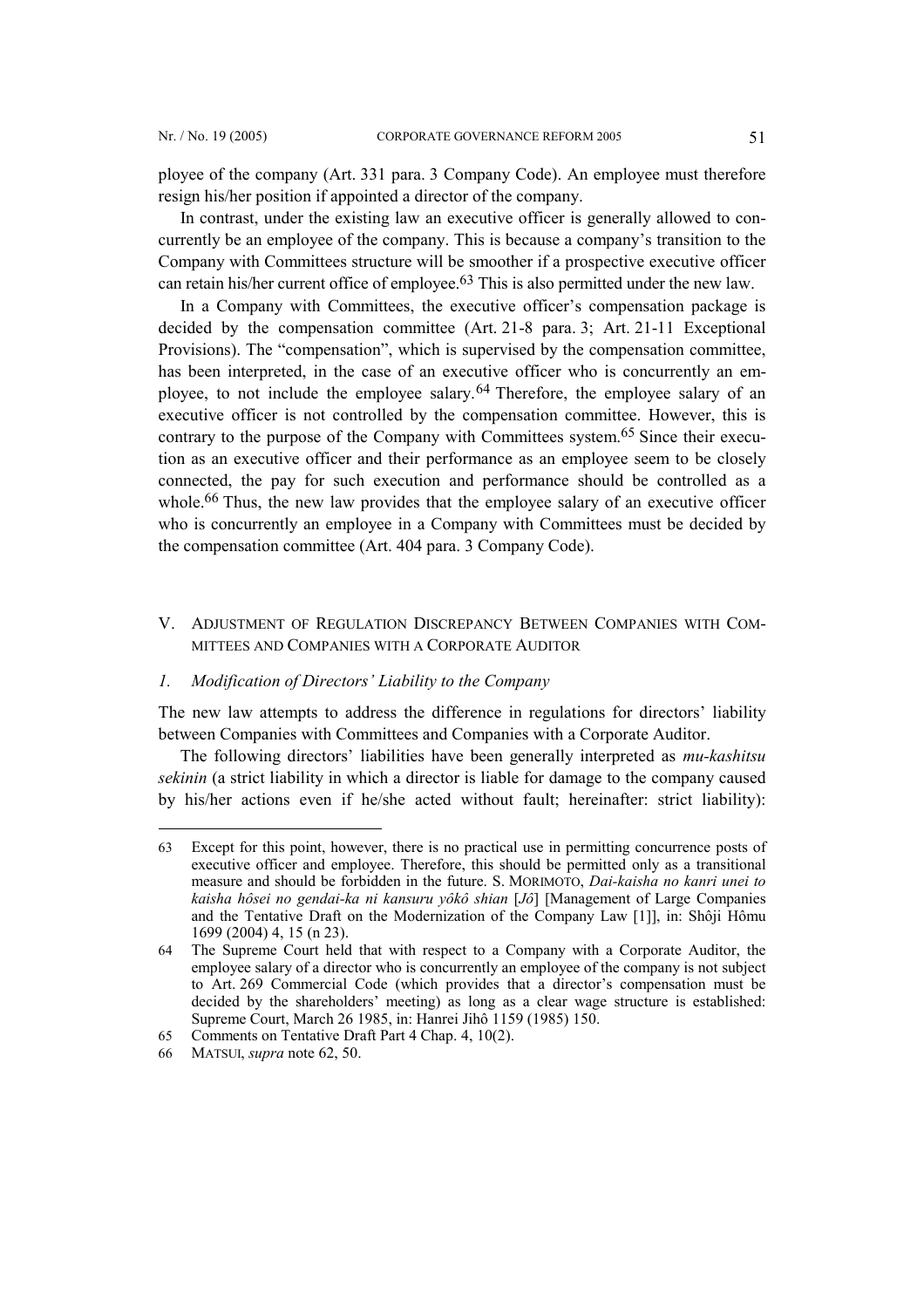ployee of the company (Art. 331 para. 3 Company Code). An employee must therefore resign his/her position if appointed a director of the company.

In contrast, under the existing law an executive officer is generally allowed to concurrently be an employee of the company. This is because a company's transition to the Company with Committees structure will be smoother if a prospective executive officer can retain his/her current office of employee.[63] This is also permitted under the new law.

In a Company with Committees, the executive officer's compensation package is decided by the compensation committee (Art. 21-8 para. 3; Art. 21-11 Exceptional Provisions). The "compensation", which is supervised by the compensation committee, has been interpreted, in the case of an executive officer who is concurrently an employee, to not include the employee salary.[64] Therefore, the employee salary of an executive officer is not controlled by the compensation committee. However, this is contrary to the purpose of the Company with Committees system.[65] Since their execution as an executive officer and their performance as an employee seem to be closely connected, the pay for such execution and performance should be controlled as a whole.[66] Thus, the new law provides that the employee salary of an executive officer who is concurrently an employee in a Company with Committees must be decided by the compensation committee (Art. 404 para. 3 Company Code).

## V. Adjustment of Regulation Discrepancy Between Companies with Committees and Companies with a Corporate Auditor

### *1. Modification of Directors' Liability to the Company*

The new law attempts to address the difference in regulations for directors' liability between Companies with Committees and Companies with a Corporate Auditor.

The following directors' liabilities have been generally interpreted as *mu-kashitsu sekinin* (a strict liability in which a director is liable for damage to the company caused by his/her actions even if he/she acted without fault; hereinafter: strict liability):

---

63 Except for this point, however, there is no practical use in permitting concurrence posts of executive officer and employee. Therefore, this should be permitted only as a transitional measure and should be forbidden in the future. S. MORIMOTO, *Dai-kaisha no kanri unei to kaisha hôsei no gendai-ka ni kansuru yôkô shian* [*Jô*] [Management of Large Companies and the Tentative Draft on the Modernization of the Company Law [1]], in: Shôji Hômu 1699 (2004) 4, 15 (n 23).

64 The Supreme Court held that with respect to a Company with a Corporate Auditor, the employee salary of a director who is concurrently an employee of the company is not subject to Art. 269 Commercial Code (which provides that a director's compensation must be decided by the shareholders' meeting) as long as a clear wage structure is established: Supreme Court, March 26 1985, in: Hanrei Jihô 1159 (1985) 150.

65 Comments on Tentative Draft Part 4 Chap. 4, 10(2).

66 MATSUI, *supra* note 62, 50.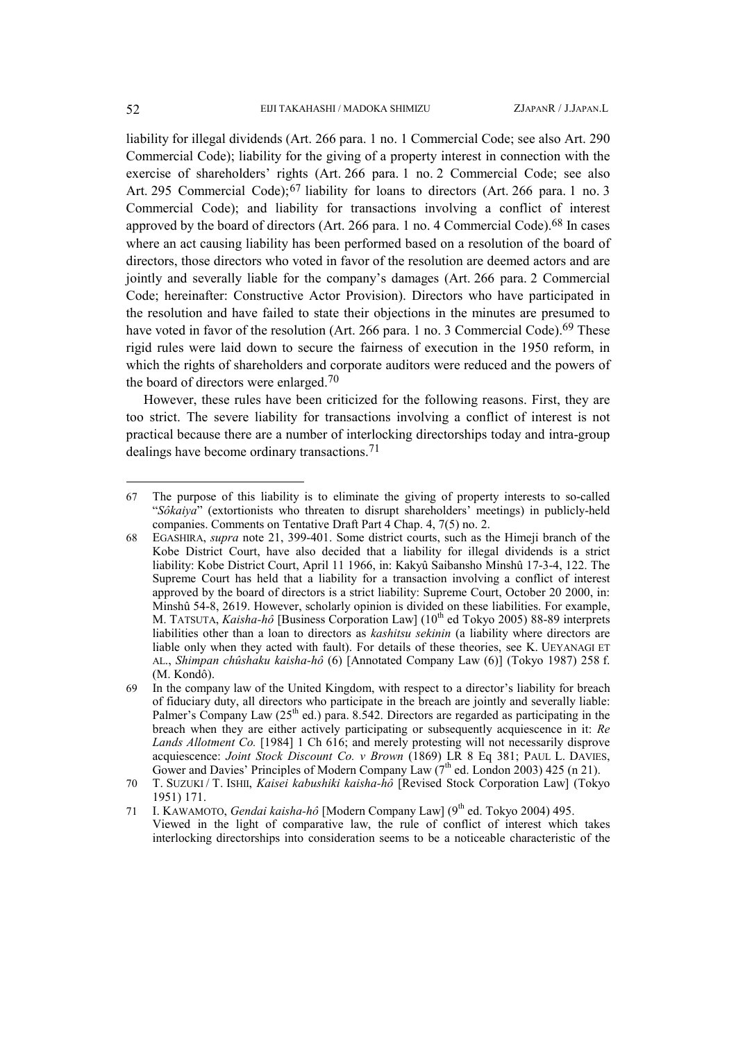liability for illegal dividends (Art. 266 para. 1 no. 1 Commercial Code; see also Art. 290 Commercial Code); liability for the giving of a property interest in connection with the exercise of shareholders' rights (Art. 266 para. 1 no. 2 Commercial Code; see also Art. 295 Commercial Code);[67] liability for loans to directors (Art. 266 para. 1 no. 3 Commercial Code); and liability for transactions involving a conflict of interest approved by the board of directors (Art. 266 para. 1 no. 4 Commercial Code).[68] In cases where an act causing liability has been performed based on a resolution of the board of directors, those directors who voted in favor of the resolution are deemed actors and are jointly and severally liable for the company's damages (Art. 266 para. 2 Commercial Code; hereinafter: Constructive Actor Provision). Directors who have participated in the resolution and have failed to state their objections in the minutes are presumed to have voted in favor of the resolution (Art. 266 para. 1 no. 3 Commercial Code).[69] These rigid rules were laid down to secure the fairness of execution in the 1950 reform, in which the rights of shareholders and corporate auditors were reduced and the powers of the board of directors were enlarged.[70]

However, these rules have been criticized for the following reasons. First, they are too strict. The severe liability for transactions involving a conflict of interest is not practical because there are a number of interlocking directorships today and intra-group dealings have become ordinary transactions.[71]

---

67 The purpose of this liability is to eliminate the giving of property interests to so-called "*Sôkaiya*" (extortionists who threaten to disrupt shareholders' meetings) in publicly-held companies. Comments on Tentative Draft Part 4 Chap. 4, 7(5) no. 2.

68 EGASHIRA, *supra* note 21, 399-401. Some district courts, such as the Himeji branch of the Kobe District Court, have also decided that a liability for illegal dividends is a strict liability: Kobe District Court, April 11 1966, in: Kakyû Saibansho Minshû 17-3-4, 122. The Supreme Court has held that a liability for a transaction involving a conflict of interest approved by the board of directors is a strict liability: Supreme Court, October 20 2000, in: Minshû 54-8, 2619. However, scholarly opinion is divided on these liabilities. For example, M. TATSUTA, *Kaisha-hô* [Business Corporation Law] (10th ed Tokyo 2005) 88-89 interprets liabilities other than a loan to directors as *kashitsu sekinin* (a liability where directors are liable only when they acted with fault). For details of these theories, see K. UEYANAGI ET AL., *Shimpan chûshaku kaisha-hô* (6) [Annotated Company Law (6)] (Tokyo 1987) 258 f. (M. Kondô).

69 In the company law of the United Kingdom, with respect to a director's liability for breach of fiduciary duty, all directors who participate in the breach are jointly and severally liable: Palmer's Company Law (25th ed.) para. 8.542. Directors are regarded as participating in the breach when they are either actively participating or subsequently acquiescence in it: *Re Lands Allotment Co.* [1984] 1 Ch 616; and merely protesting will not necessarily disprove acquiescence: *Joint Stock Discount Co. v Brown* (1869) LR 8 Eq 381; PAUL L. DAVIES, Gower and Davies' Principles of Modern Company Law (7th ed. London 2003) 425 (n 21).

70 T. SUZUKI / T. ISHII, *Kaisei kabushiki kaisha-hô* [Revised Stock Corporation Law] (Tokyo 1951) 171.

71 I. KAWAMOTO, *Gendai kaisha-hô* [Modern Company Law] (9th ed. Tokyo 2004) 495.
Viewed in the light of comparative law, the rule of conflict of interest which takes interlocking directorships into consideration seems to be a noticeable characteristic of the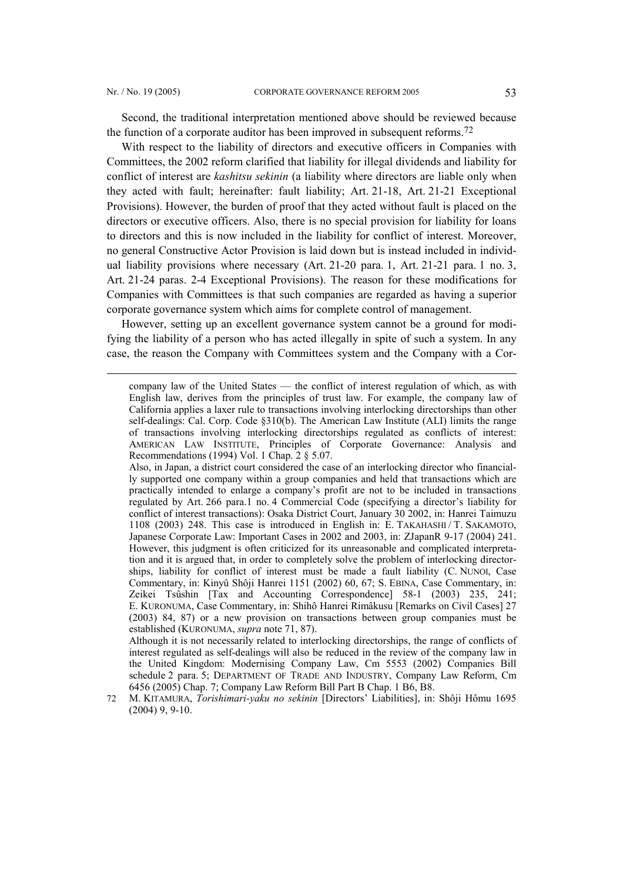Second, the traditional interpretation mentioned above should be reviewed because the function of a corporate auditor has been improved in subsequent reforms.[72]

With respect to the liability of directors and executive officers in Companies with Committees, the 2002 reform clarified that liability for illegal dividends and liability for conflict of interest are *kashitsu sekinin* (a liability where directors are liable only when they acted with fault; hereinafter: fault liability; Art. 21-18, Art. 21-21 Exceptional Provisions). However, the burden of proof that they acted without fault is placed on the directors or executive officers. Also, there is no special provision for liability for loans to directors and this is now included in the liability for conflict of interest. Moreover, no general Constructive Actor Provision is laid down but is instead included in individual liability provisions where necessary (Art. 21-20 para. 1, Art. 21-21 para. 1 no. 3, Art. 21-24 paras. 2-4 Exceptional Provisions). The reason for these modifications for Companies with Committees is that such companies are regarded as having a superior corporate governance system which aims for complete control of management.

However, setting up an excellent governance system cannot be a ground for modifying the liability of a person who has acted illegally in spite of such a system. In any case, the reason the Company with Committees system and the Company with a Cor-

---

company law of the United States — the conflict of interest regulation of which, as with English law, derives from the principles of trust law. For example, the company law of California applies a laxer rule to transactions involving interlocking directorships than other self-dealings: Cal. Corp. Code §310(b). The American Law Institute (ALI) limits the range of transactions involving interlocking directorships regulated as conflicts of interest: AMERICAN LAW INSTITUTE, Principles of Corporate Governance: Analysis and Recommendations (1994) Vol. 1 Chap. 2 § 5.07.

Also, in Japan, a district court considered the case of an interlocking director who financially supported one company within a group companies and held that transactions which are practically intended to enlarge a company's profit are not to be included in transactions regulated by Art. 266 para.1 no. 4 Commercial Code (specifying a director's liability for conflict of interest transactions): Osaka District Court, January 30 2002, in: Hanrei Taimuzu 1108 (2003) 248. This case is introduced in English in: E. TAKAHASHI / T. SAKAMOTO, Japanese Corporate Law: Important Cases in 2002 and 2003, in: ZJapanR 9-17 (2004) 241. However, this judgment is often criticized for its unreasonable and complicated interpretation and it is argued that, in order to completely solve the problem of interlocking directorships, liability for conflict of interest must be made a fault liability (C. NUNOI, Case Commentary, in: Kinyû Shôji Hanrei 1151 (2002) 60, 67; S. EBINA, Case Commentary, in: Zeikei Tsûshin [Tax and Accounting Correspondence] 58-1 (2003) 235, 241; E. KURONUMA, Case Commentary, in: Shihô Hanrei Rimâkusu [Remarks on Civil Cases] 27 (2003) 84, 87) or a new provision on transactions between group companies must be established (KURONUMA, *supra* note 71, 87).

Although it is not necessarily related to interlocking directorships, the range of conflicts of interest regulated as self-dealings will also be reduced in the review of the company law in the United Kingdom: Modernising Company Law, Cm 5553 (2002) Companies Bill schedule 2 para. 5; DEPARTMENT OF TRADE AND INDUSTRY, Company Law Reform, Cm 6456 (2005) Chap. 7; Company Law Reform Bill Part B Chap. 1 B6, B8.

72 M. KITAMURA, *Torishimari-yaku no sekinin* [Directors' Liabilities], in: Shôji Hômu 1695 (2004) 9, 9-10.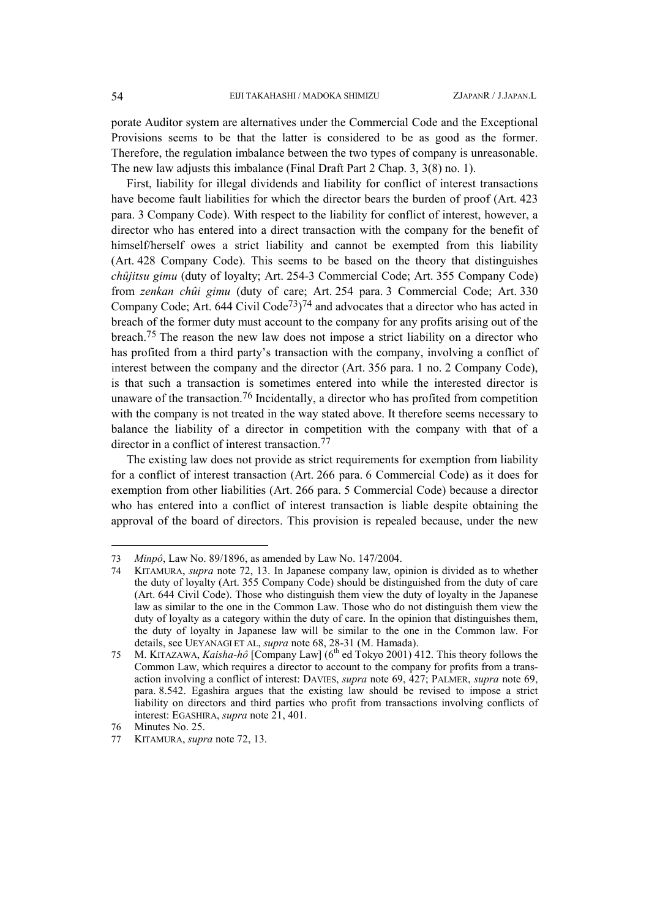porate Auditor system are alternatives under the Commercial Code and the Exceptional Provisions seems to be that the latter is considered to be as good as the former. Therefore, the regulation imbalance between the two types of company is unreasonable. The new law adjusts this imbalance (Final Draft Part 2 Chap. 3, 3(8) no. 1).

First, liability for illegal dividends and liability for conflict of interest transactions have become fault liabilities for which the director bears the burden of proof (Art. 423 para. 3 Company Code). With respect to the liability for conflict of interest, however, a director who has entered into a direct transaction with the company for the benefit of himself/herself owes a strict liability and cannot be exempted from this liability (Art. 428 Company Code). This seems to be based on the theory that distinguishes *chûjitsu gimu* (duty of loyalty; Art. 254-3 Commercial Code; Art. 355 Company Code) from *zenkan chûi gimu* (duty of care; Art. 254 para. 3 Commercial Code; Art. 330 Company Code; Art. 644 Civil Code[73])[74] and advocates that a director who has acted in breach of the former duty must account to the company for any profits arising out of the breach.[75] The reason the new law does not impose a strict liability on a director who has profited from a third party's transaction with the company, involving a conflict of interest between the company and the director (Art. 356 para. 1 no. 2 Company Code), is that such a transaction is sometimes entered into while the interested director is unaware of the transaction.[76] Incidentally, a director who has profited from competition with the company is not treated in the way stated above. It therefore seems necessary to balance the liability of a director in competition with the company with that of a director in a conflict of interest transaction.[77]

The existing law does not provide as strict requirements for exemption from liability for a conflict of interest transaction (Art. 266 para. 6 Commercial Code) as it does for exemption from other liabilities (Art. 266 para. 5 Commercial Code) because a director who has entered into a conflict of interest transaction is liable despite obtaining the approval of the board of directors. This provision is repealed because, under the new

---

73 *Minpô*, Law No. 89/1896, as amended by Law No. 147/2004.

74 KITAMURA, *supra* note 72, 13. In Japanese company law, opinion is divided as to whether the duty of loyalty (Art. 355 Company Code) should be distinguished from the duty of care (Art. 644 Civil Code). Those who distinguish them view the duty of loyalty in the Japanese law as similar to the one in the Common Law. Those who do not distinguish them view the duty of loyalty as a category within the duty of care. In the opinion that distinguishes them, the duty of loyalty in Japanese law will be similar to the one in the Common law. For details, see UEYANAGI ET AL, *supra* note 68, 28-31 (M. Hamada).

75 M. KITAZAWA, *Kaisha-hô* [Company Law] (6th ed Tokyo 2001) 412. This theory follows the Common Law, which requires a director to account to the company for profits from a transaction involving a conflict of interest: DAVIES, *supra* note 69, 427; PALMER, *supra* note 69, para. 8.542. Egashira argues that the existing law should be revised to impose a strict liability on directors and third parties who profit from transactions involving conflicts of interest: EGASHIRA, *supra* note 21, 401.

76 Minutes No. 25.

77 KITAMURA, *supra* note 72, 13.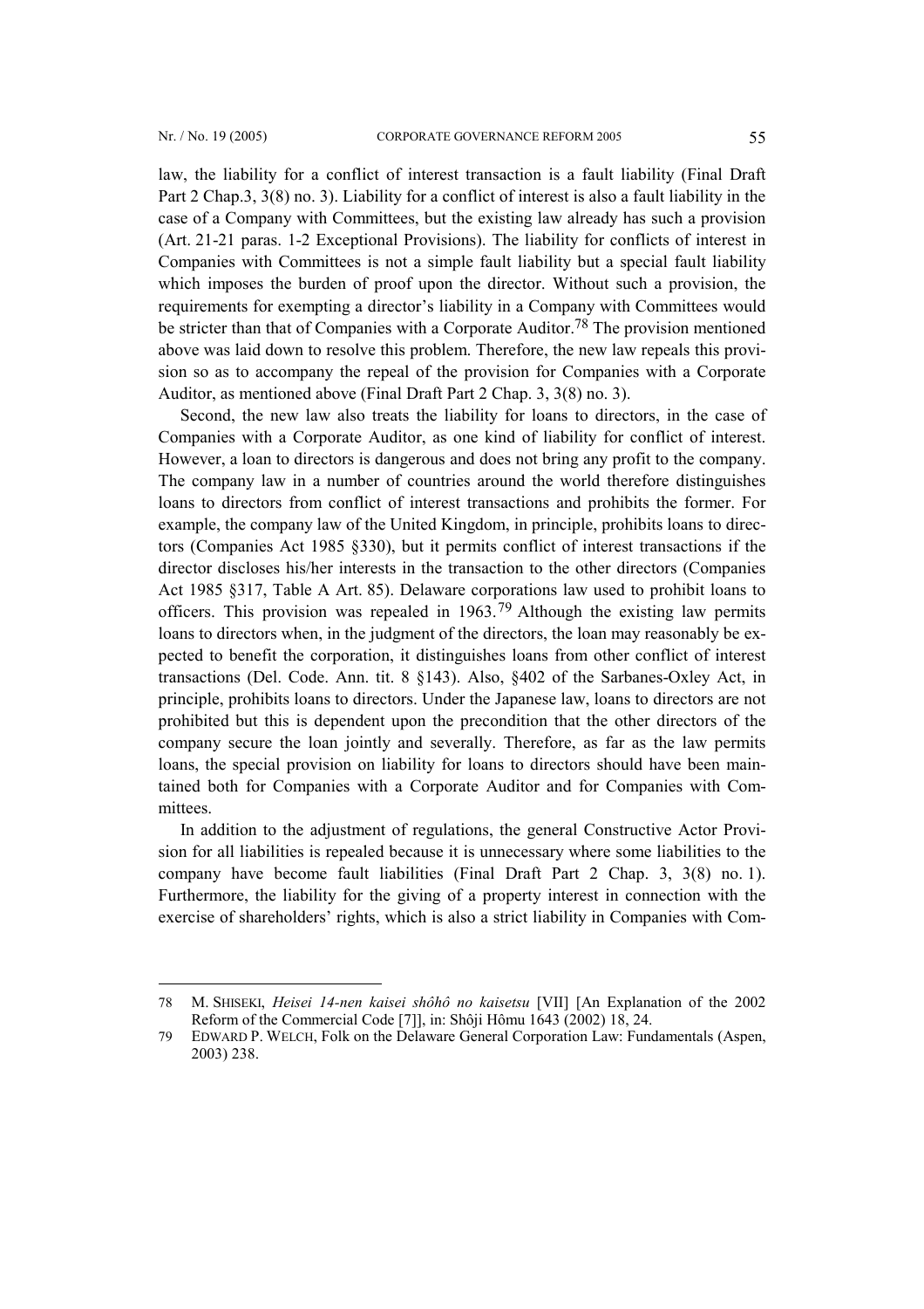law, the liability for a conflict of interest transaction is a fault liability (Final Draft Part 2 Chap.3, 3(8) no. 3). Liability for a conflict of interest is also a fault liability in the case of a Company with Committees, but the existing law already has such a provision (Art. 21-21 paras. 1-2 Exceptional Provisions). The liability for conflicts of interest in Companies with Committees is not a simple fault liability but a special fault liability which imposes the burden of proof upon the director. Without such a provision, the requirements for exempting a director's liability in a Company with Committees would be stricter than that of Companies with a Corporate Auditor.[78] The provision mentioned above was laid down to resolve this problem. Therefore, the new law repeals this provision so as to accompany the repeal of the provision for Companies with a Corporate Auditor, as mentioned above (Final Draft Part 2 Chap. 3, 3(8) no. 3).

Second, the new law also treats the liability for loans to directors, in the case of Companies with a Corporate Auditor, as one kind of liability for conflict of interest. However, a loan to directors is dangerous and does not bring any profit to the company. The company law in a number of countries around the world therefore distinguishes loans to directors from conflict of interest transactions and prohibits the former. For example, the company law of the United Kingdom, in principle, prohibits loans to directors (Companies Act 1985 §330), but it permits conflict of interest transactions if the director discloses his/her interests in the transaction to the other directors (Companies Act 1985 §317, Table A Art. 85). Delaware corporations law used to prohibit loans to officers. This provision was repealed in 1963.[79] Although the existing law permits loans to directors when, in the judgment of the directors, the loan may reasonably be expected to benefit the corporation, it distinguishes loans from other conflict of interest transactions (Del. Code. Ann. tit. 8 §143). Also, §402 of the Sarbanes-Oxley Act, in principle, prohibits loans to directors. Under the Japanese law, loans to directors are not prohibited but this is dependent upon the precondition that the other directors of the company secure the loan jointly and severally. Therefore, as far as the law permits loans, the special provision on liability for loans to directors should have been maintained both for Companies with a Corporate Auditor and for Companies with Committees.

In addition to the adjustment of regulations, the general Constructive Actor Provision for all liabilities is repealed because it is unnecessary where some liabilities to the company have become fault liabilities (Final Draft Part 2 Chap. 3, 3(8) no. 1). Furthermore, the liability for the giving of a property interest in connection with the exercise of shareholders' rights, which is also a strict liability in Companies with Com-

---

78 M. SHISEKI, *Heisei 14-nen kaisei shôhô no kaisetsu* [VII] [An Explanation of the 2002 Reform of the Commercial Code [7]], in: Shôji Hômu 1643 (2002) 18, 24.

79 EDWARD P. WELCH, Folk on the Delaware General Corporation Law: Fundamentals (Aspen, 2003) 238.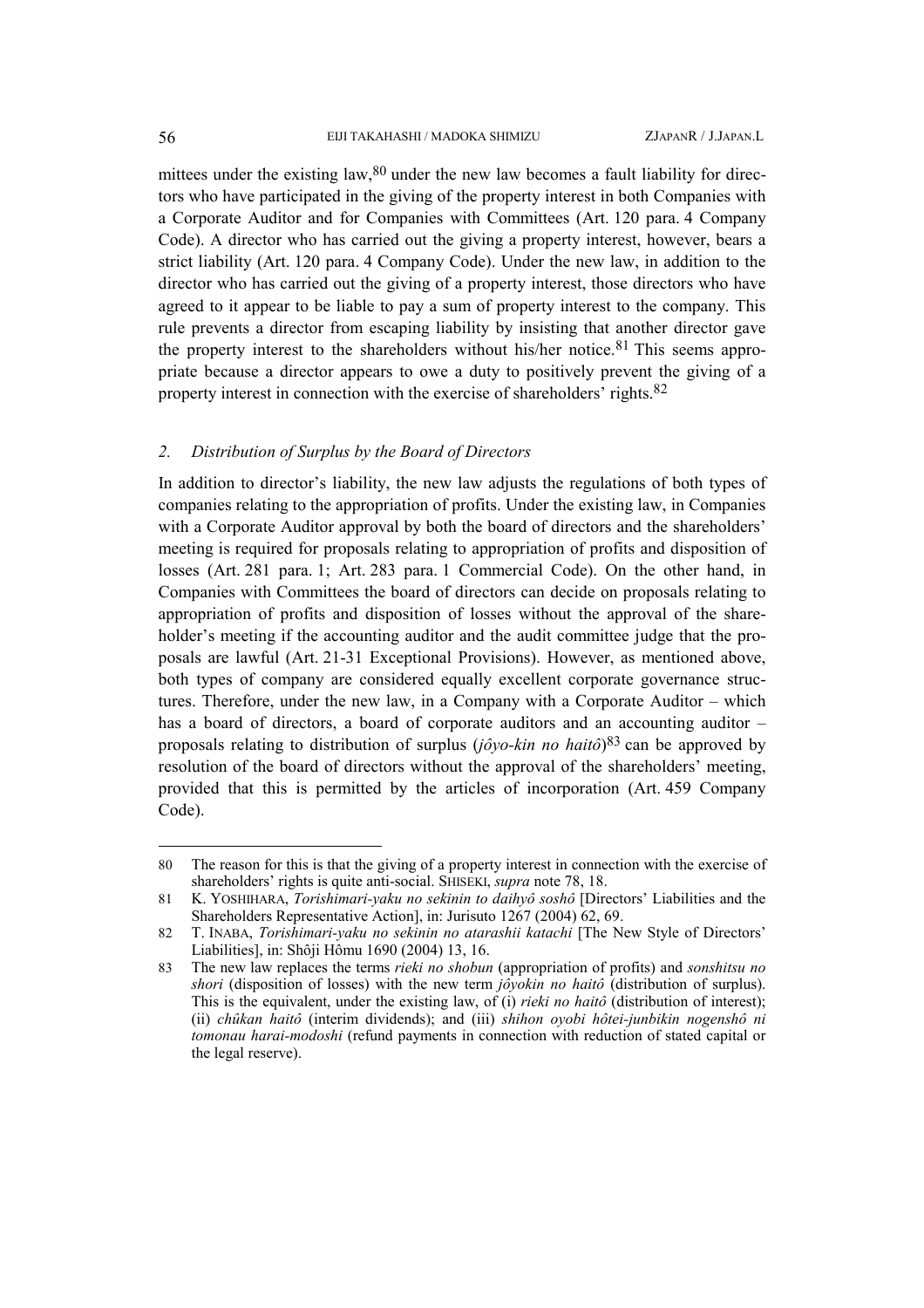mittees under the existing law,[80] under the new law becomes a fault liability for directors who have participated in the giving of the property interest in both Companies with a Corporate Auditor and for Companies with Committees (Art. 120 para. 4 Company Code). A director who has carried out the giving a property interest, however, bears a strict liability (Art. 120 para. 4 Company Code). Under the new law, in addition to the director who has carried out the giving of a property interest, those directors who have agreed to it appear to be liable to pay a sum of property interest to the company. This rule prevents a director from escaping liability by insisting that another director gave the property interest to the shareholders without his/her notice.[81] This seems appropriate because a director appears to owe a duty to positively prevent the giving of a property interest in connection with the exercise of shareholders' rights.[82]

### *2. Distribution of Surplus by the Board of Directors*

In addition to director's liability, the new law adjusts the regulations of both types of companies relating to the appropriation of profits. Under the existing law, in Companies with a Corporate Auditor approval by both the board of directors and the shareholders' meeting is required for proposals relating to appropriation of profits and disposition of losses (Art. 281 para. 1; Art. 283 para. 1 Commercial Code). On the other hand, in Companies with Committees the board of directors can decide on proposals relating to appropriation of profits and disposition of losses without the approval of the shareholder's meeting if the accounting auditor and the audit committee judge that the proposals are lawful (Art. 21-31 Exceptional Provisions). However, as mentioned above, both types of company are considered equally excellent corporate governance structures. Therefore, under the new law, in a Company with a Corporate Auditor – which has a board of directors, a board of corporate auditors and an accounting auditor – proposals relating to distribution of surplus (*jôyo-kin no haitô*)[83] can be approved by resolution of the board of directors without the approval of the shareholders' meeting, provided that this is permitted by the articles of incorporation (Art. 459 Company Code).

---

80 The reason for this is that the giving of a property interest in connection with the exercise of shareholders' rights is quite anti-social. SHISEKI, *supra* note 78, 18.

81 K. YOSHIHARA, *Torishimari-yaku no sekinin to daihyô soshô* [Directors' Liabilities and the Shareholders Representative Action], in: Jurisuto 1267 (2004) 62, 69.

82 T. INABA, *Torishimari-yaku no sekinin no atarashii katachi* [The New Style of Directors' Liabilities], in: Shôji Hômu 1690 (2004) 13, 16.

83 The new law replaces the terms *rieki no shobun* (appropriation of profits) and *sonshitsu no shori* (disposition of losses) with the new term *jôyokin no haitô* (distribution of surplus). This is the equivalent, under the existing law, of (i) *rieki no haitô* (distribution of interest); (ii) *chûkan haitô* (interim dividends); and (iii) *shihon oyobi hôtei-junbikin nogenshô ni tomonau harai-modoshi* (refund payments in connection with reduction of stated capital or the legal reserve).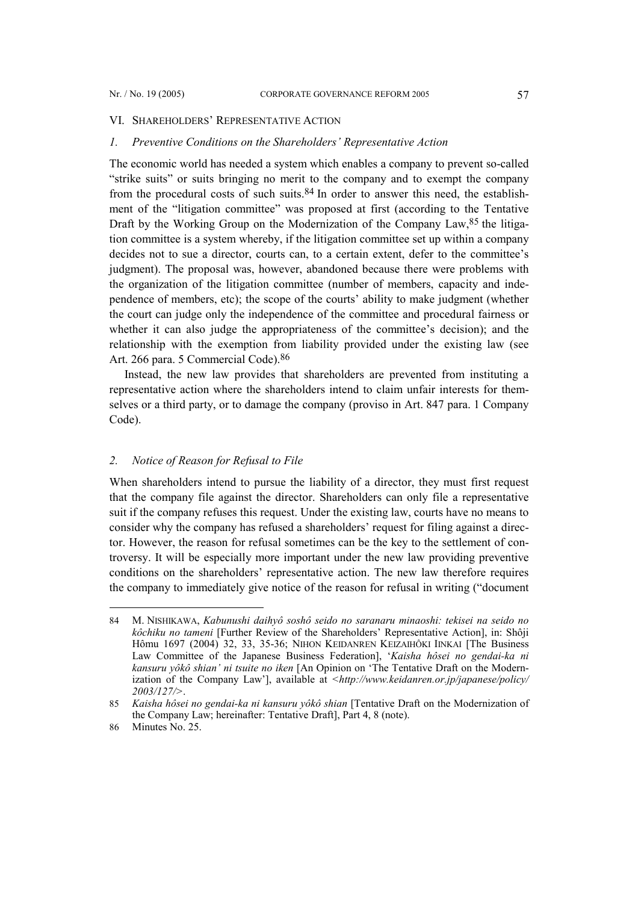## VI. Shareholders' Representative Action

### *1. Preventive Conditions on the Shareholders' Representative Action*

The economic world has needed a system which enables a company to prevent so-called "strike suits" or suits bringing no merit to the company and to exempt the company from the procedural costs of such suits.[84] In order to answer this need, the establishment of the "litigation committee" was proposed at first (according to the Tentative Draft by the Working Group on the Modernization of the Company Law,[85] the litigation committee is a system whereby, if the litigation committee set up within a company decides not to sue a director, courts can, to a certain extent, defer to the committee's judgment). The proposal was, however, abandoned because there were problems with the organization of the litigation committee (number of members, capacity and independence of members, etc); the scope of the courts' ability to make judgment (whether the court can judge only the independence of the committee and procedural fairness or whether it can also judge the appropriateness of the committee's decision); and the relationship with the exemption from liability provided under the existing law (see Art. 266 para. 5 Commercial Code).[86]

Instead, the new law provides that shareholders are prevented from instituting a representative action where the shareholders intend to claim unfair interests for themselves or a third party, or to damage the company (proviso in Art. 847 para. 1 Company Code).

### *2. Notice of Reason for Refusal to File*

When shareholders intend to pursue the liability of a director, they must first request that the company file against the director. Shareholders can only file a representative suit if the company refuses this request. Under the existing law, courts have no means to consider why the company has refused a shareholders' request for filing against a director. However, the reason for refusal sometimes can be the key to the settlement of controversy. It will be especially more important under the new law providing preventive conditions on the shareholders' representative action. The new law therefore requires the company to immediately give notice of the reason for refusal in writing ("document

---

84 M. NISHIKAWA, *Kabunushi daihyô soshô seido no saranaru minaoshi: tekisei na seido no kôchiku no tameni* [Further Review of the Shareholders' Representative Action], in: Shôji Hômu 1697 (2004) 32, 33, 35-36; NIHON KEIDANREN KEIZAIHÔKI INKAI [The Business Law Committee of the Japanese Business Federation], '*Kaisha hôsei no gendai-ka ni kansuru yôkô shian' ni tsuite no iken* [An Opinion on 'The Tentative Draft on the Modernization of the Company Law'], available at <*http://www.keidanren.or.jp/japanese/policy/2003/127/*>.

85 *Kaisha hôsei no gendai-ka ni kansuru yôkô shian* [Tentative Draft on the Modernization of the Company Law; hereinafter: Tentative Draft], Part 4, 8 (note).

86 Minutes No. 25.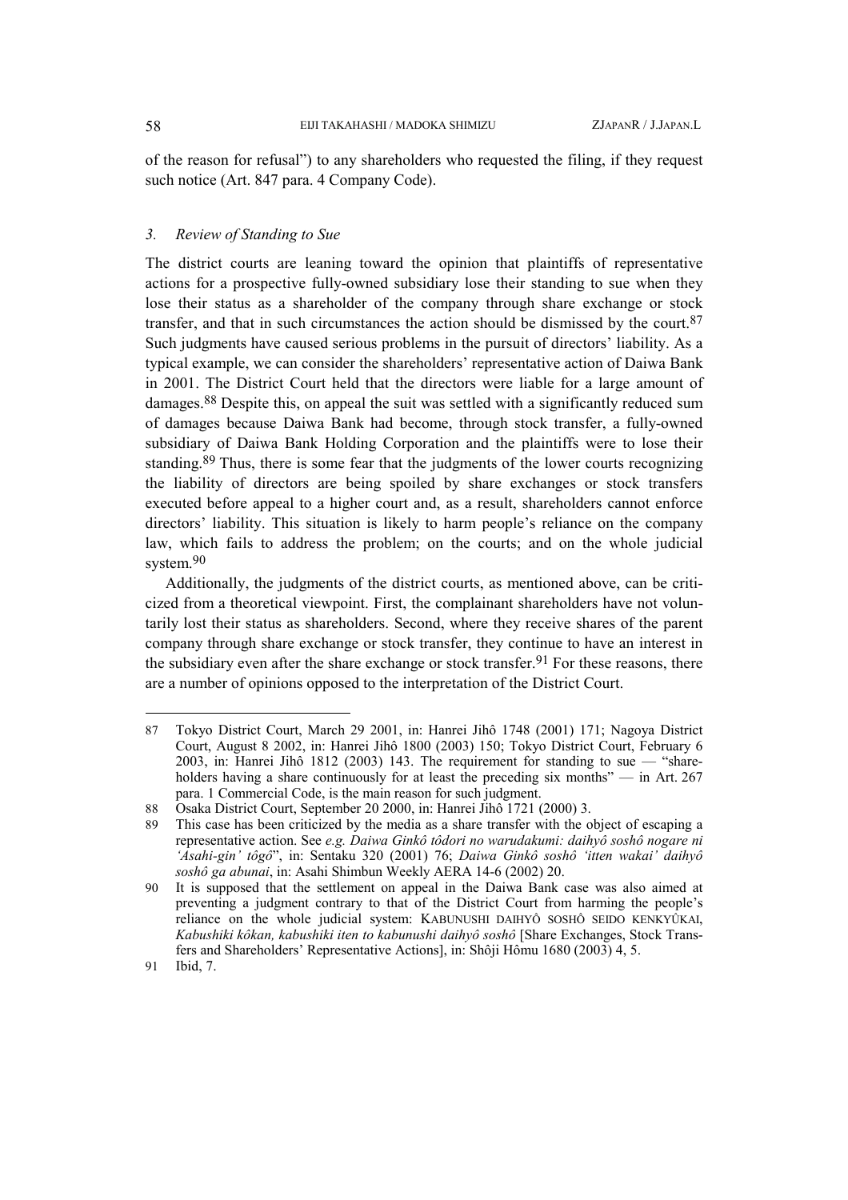of the reason for refusal") to any shareholders who requested the filing, if they request such notice (Art. 847 para. 4 Company Code).

### *3. Review of Standing to Sue*

The district courts are leaning toward the opinion that plaintiffs of representative actions for a prospective fully-owned subsidiary lose their standing to sue when they lose their status as a shareholder of the company through share exchange or stock transfer, and that in such circumstances the action should be dismissed by the court.[87] Such judgments have caused serious problems in the pursuit of directors' liability. As a typical example, we can consider the shareholders' representative action of Daiwa Bank in 2001. The District Court held that the directors were liable for a large amount of damages.[88] Despite this, on appeal the suit was settled with a significantly reduced sum of damages because Daiwa Bank had become, through stock transfer, a fully-owned subsidiary of Daiwa Bank Holding Corporation and the plaintiffs were to lose their standing.[89] Thus, there is some fear that the judgments of the lower courts recognizing the liability of directors are being spoiled by share exchanges or stock transfers executed before appeal to a higher court and, as a result, shareholders cannot enforce directors' liability. This situation is likely to harm people's reliance on the company law, which fails to address the problem; on the courts; and on the whole judicial system.[90]

Additionally, the judgments of the district courts, as mentioned above, can be criticized from a theoretical viewpoint. First, the complainant shareholders have not voluntarily lost their status as shareholders. Second, where they receive shares of the parent company through share exchange or stock transfer, they continue to have an interest in the subsidiary even after the share exchange or stock transfer.[91] For these reasons, there are a number of opinions opposed to the interpretation of the District Court.

---

87 Tokyo District Court, March 29 2001, in: Hanrei Jihô 1748 (2001) 171; Nagoya District Court, August 8 2002, in: Hanrei Jihô 1800 (2003) 150; Tokyo District Court, February 6 2003, in: Hanrei Jihô 1812 (2003) 143. The requirement for standing to sue — "shareholders having a share continuously for at least the preceding six months" — in Art. 267 para. 1 Commercial Code, is the main reason for such judgment.

88 Osaka District Court, September 20 2000, in: Hanrei Jihô 1721 (2000) 3.

89 This case has been criticized by the media as a share transfer with the object of escaping a representative action. See *e.g. Daiwa Ginkô tôdori no warudakumi: daihyô soshô nogare ni 'Asahi-gin' tôgô*", in: Sentaku 320 (2001) 76; *Daiwa Ginkô soshô 'itten wakai' daihyô soshô ga abunai*, in: Asahi Shimbun Weekly AERA 14-6 (2002) 20.

90 It is supposed that the settlement on appeal in the Daiwa Bank case was also aimed at preventing a judgment contrary to that of the District Court from harming the people's reliance on the whole judicial system: KABUNUSHI DAIHYÔ SOSHÔ SEIDO KENKYÛKAI, *Kabushiki kôkan, kabushiki iten to kabunushi daihyô soshô* [Share Exchanges, Stock Transfers and Shareholders' Representative Actions], in: Shôji Hômu 1680 (2003) 4, 5.

91 Ibid, 7.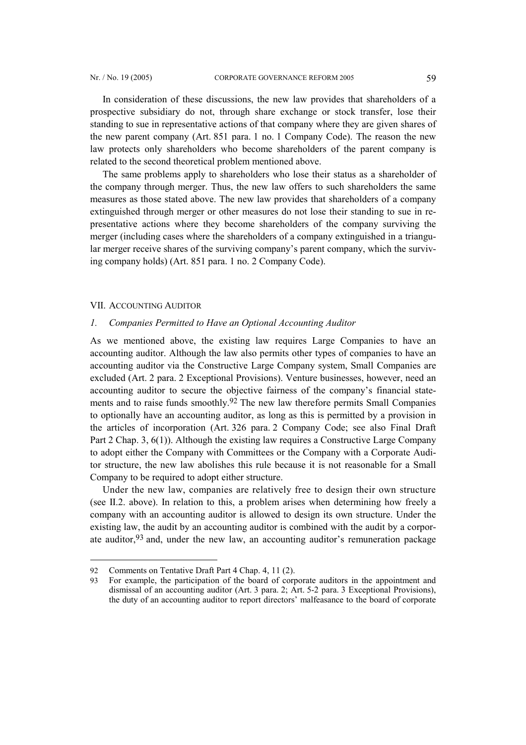In consideration of these discussions, the new law provides that shareholders of a prospective subsidiary do not, through share exchange or stock transfer, lose their standing to sue in representative actions of that company where they are given shares of the new parent company (Art. 851 para. 1 no. 1 Company Code). The reason the new law protects only shareholders who become shareholders of the parent company is related to the second theoretical problem mentioned above.

The same problems apply to shareholders who lose their status as a shareholder of the company through merger. Thus, the new law offers to such shareholders the same measures as those stated above. The new law provides that shareholders of a company extinguished through merger or other measures do not lose their standing to sue in representative actions where they become shareholders of the company surviving the merger (including cases where the shareholders of a company extinguished in a triangular merger receive shares of the surviving company's parent company, which the surviving company holds) (Art. 851 para. 1 no. 2 Company Code).

## VII. ACCOUNTING AUDITOR

### *1. Companies Permitted to Have an Optional Accounting Auditor*

As we mentioned above, the existing law requires Large Companies to have an accounting auditor. Although the law also permits other types of companies to have an accounting auditor via the Constructive Large Company system, Small Companies are excluded (Art. 2 para. 2 Exceptional Provisions). Venture businesses, however, need an accounting auditor to secure the objective fairness of the company's financial statements and to raise funds smoothly.[92] The new law therefore permits Small Companies to optionally have an accounting auditor, as long as this is permitted by a provision in the articles of incorporation (Art. 326 para. 2 Company Code; see also Final Draft Part 2 Chap. 3, 6(1)). Although the existing law requires a Constructive Large Company to adopt either the Company with Committees or the Company with a Corporate Auditor structure, the new law abolishes this rule because it is not reasonable for a Small Company to be required to adopt either structure.

Under the new law, companies are relatively free to design their own structure (see II.2. above). In relation to this, a problem arises when determining how freely a company with an accounting auditor is allowed to design its own structure. Under the existing law, the audit by an accounting auditor is combined with the audit by a corporate auditor,[93] and, under the new law, an accounting auditor's remuneration package

---

92 Comments on Tentative Draft Part 4 Chap. 4, 11 (2).

93 For example, the participation of the board of corporate auditors in the appointment and dismissal of an accounting auditor (Art. 3 para. 2; Art. 5-2 para. 3 Exceptional Provisions), the duty of an accounting auditor to report directors' malfeasance to the board of corporate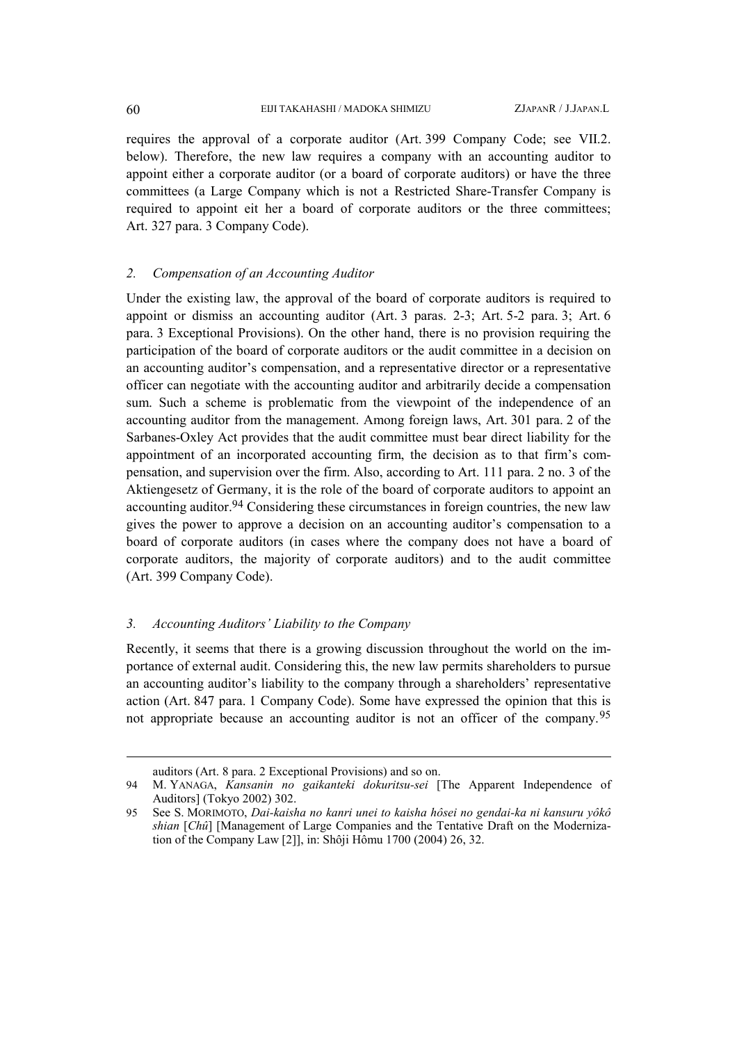requires the approval of a corporate auditor (Art. 399 Company Code; see VII.2. below). Therefore, the new law requires a company with an accounting auditor to appoint either a corporate auditor (or a board of corporate auditors) or have the three committees (a Large Company which is not a Restricted Share-Transfer Company is required to appoint eit her a board of corporate auditors or the three committees; Art. 327 para. 3 Company Code).

### *2. Compensation of an Accounting Auditor*

Under the existing law, the approval of the board of corporate auditors is required to appoint or dismiss an accounting auditor (Art. 3 paras. 2-3; Art. 5-2 para. 3; Art. 6 para. 3 Exceptional Provisions). On the other hand, there is no provision requiring the participation of the board of corporate auditors or the audit committee in a decision on an accounting auditor's compensation, and a representative director or a representative officer can negotiate with the accounting auditor and arbitrarily decide a compensation sum. Such a scheme is problematic from the viewpoint of the independence of an accounting auditor from the management. Among foreign laws, Art. 301 para. 2 of the Sarbanes-Oxley Act provides that the audit committee must bear direct liability for the appointment of an incorporated accounting firm, the decision as to that firm's compensation, and supervision over the firm. Also, according to Art. 111 para. 2 no. 3 of the Aktiengesetz of Germany, it is the role of the board of corporate auditors to appoint an accounting auditor.[94] Considering these circumstances in foreign countries, the new law gives the power to approve a decision on an accounting auditor's compensation to a board of corporate auditors (in cases where the company does not have a board of corporate auditors, the majority of corporate auditors) and to the audit committee (Art. 399 Company Code).

### *3. Accounting Auditors' Liability to the Company*

Recently, it seems that there is a growing discussion throughout the world on the importance of external audit. Considering this, the new law permits shareholders to pursue an accounting auditor's liability to the company through a shareholders' representative action (Art. 847 para. 1 Company Code). Some have expressed the opinion that this is not appropriate because an accounting auditor is not an officer of the company.[95]

---

auditors (Art. 8 para. 2 Exceptional Provisions) and so on.

94 M. YANAGA, *Kansanin no gaikanteki dokuritsu-sei* [The Apparent Independence of Auditors] (Tokyo 2002) 302.

95 See S. MORIMOTO, *Dai-kaisha no kanri unei to kaisha hôsei no gendai-ka ni kansuru yôkô shian* [*Chû*] [Management of Large Companies and the Tentative Draft on the Modernization of the Company Law [2]], in: Shôji Hômu 1700 (2004) 26, 32.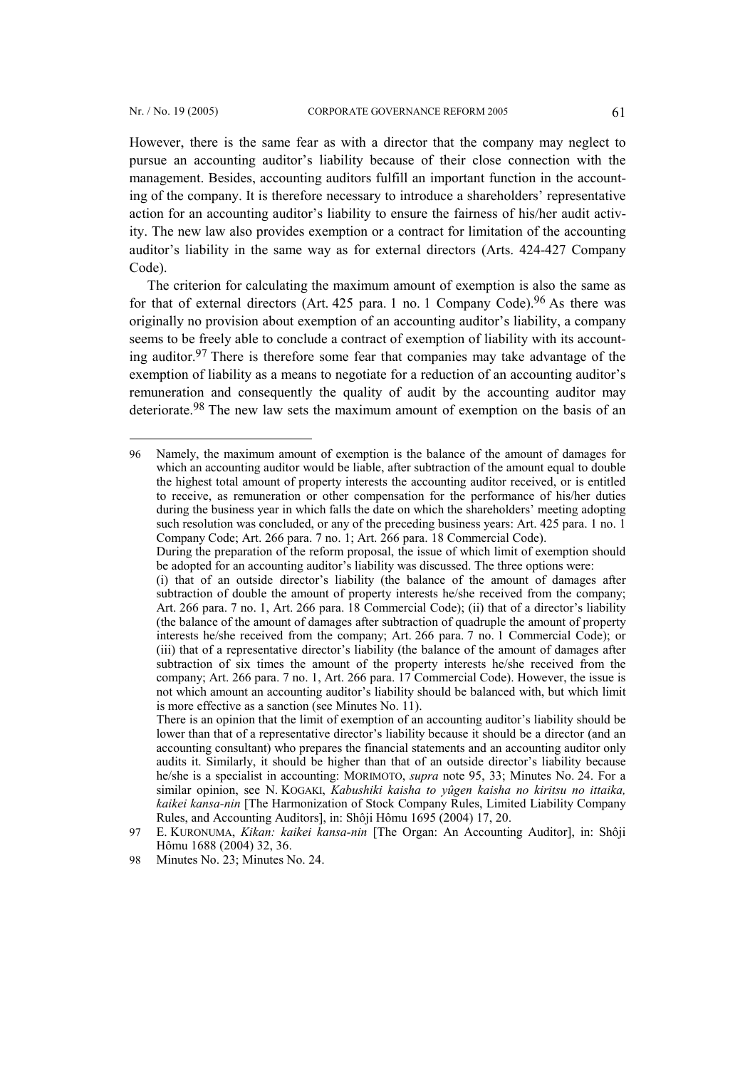However, there is the same fear as with a director that the company may neglect to pursue an accounting auditor's liability because of their close connection with the management. Besides, accounting auditors fulfill an important function in the accounting of the company. It is therefore necessary to introduce a shareholders' representative action for an accounting auditor's liability to ensure the fairness of his/her audit activity. The new law also provides exemption or a contract for limitation of the accounting auditor's liability in the same way as for external directors (Arts. 424-427 Company Code).

The criterion for calculating the maximum amount of exemption is also the same as for that of external directors (Art. 425 para. 1 no. 1 Company Code).[96] As there was originally no provision about exemption of an accounting auditor's liability, a company seems to be freely able to conclude a contract of exemption of liability with its accounting auditor.[97] There is therefore some fear that companies may take advantage of the exemption of liability as a means to negotiate for a reduction of an accounting auditor's remuneration and consequently the quality of audit by the accounting auditor may deteriorate.[98] The new law sets the maximum amount of exemption on the basis of an

---

96 Namely, the maximum amount of exemption is the balance of the amount of damages for which an accounting auditor would be liable, after subtraction of the amount equal to double the highest total amount of property interests the accounting auditor received, or is entitled to receive, as remuneration or other compensation for the performance of his/her duties during the business year in which falls the date on which the shareholders' meeting adopting such resolution was concluded, or any of the preceding business years: Art. 425 para. 1 no. 1 Company Code; Art. 266 para. 7 no. 1; Art. 266 para. 18 Commercial Code).
During the preparation of the reform proposal, the issue of which limit of exemption should be adopted for an accounting auditor's liability was discussed. The three options were:
(i) that of an outside director's liability (the balance of the amount of damages after subtraction of double the amount of property interests he/she received from the company; Art. 266 para. 7 no. 1, Art. 266 para. 18 Commercial Code); (ii) that of a director's liability (the balance of the amount of damages after subtraction of quadruple the amount of property interests he/she received from the company; Art. 266 para. 7 no. 1 Commercial Code); or (iii) that of a representative director's liability (the balance of the amount of damages after subtraction of six times the amount of the property interests he/she received from the company; Art. 266 para. 7 no. 1, Art. 266 para. 17 Commercial Code). However, the issue is not which amount an accounting auditor's liability should be balanced with, but which limit is more effective as a sanction (see Minutes No. 11).
There is an opinion that the limit of exemption of an accounting auditor's liability should be lower than that of a representative director's liability because it should be a director (and an accounting consultant) who prepares the financial statements and an accounting auditor only audits it. Similarly, it should be higher than that of an outside director's liability because he/she is a specialist in accounting: MORIMOTO, *supra* note 95, 33; Minutes No. 24. For a similar opinion, see N. KOGAKI, *Kabushiki kaisha to yûgen kaisha no kiritsu no ittaika, kaikei kansa-nin* [The Harmonization of Stock Company Rules, Limited Liability Company Rules, and Accounting Auditors], in: Shôji Hômu 1695 (2004) 17, 20.

97 E. KURONUMA, *Kikan: kaikei kansa-nin* [The Organ: An Accounting Auditor], in: Shôji Hômu 1688 (2004) 32, 36.

98 Minutes No. 23; Minutes No. 24.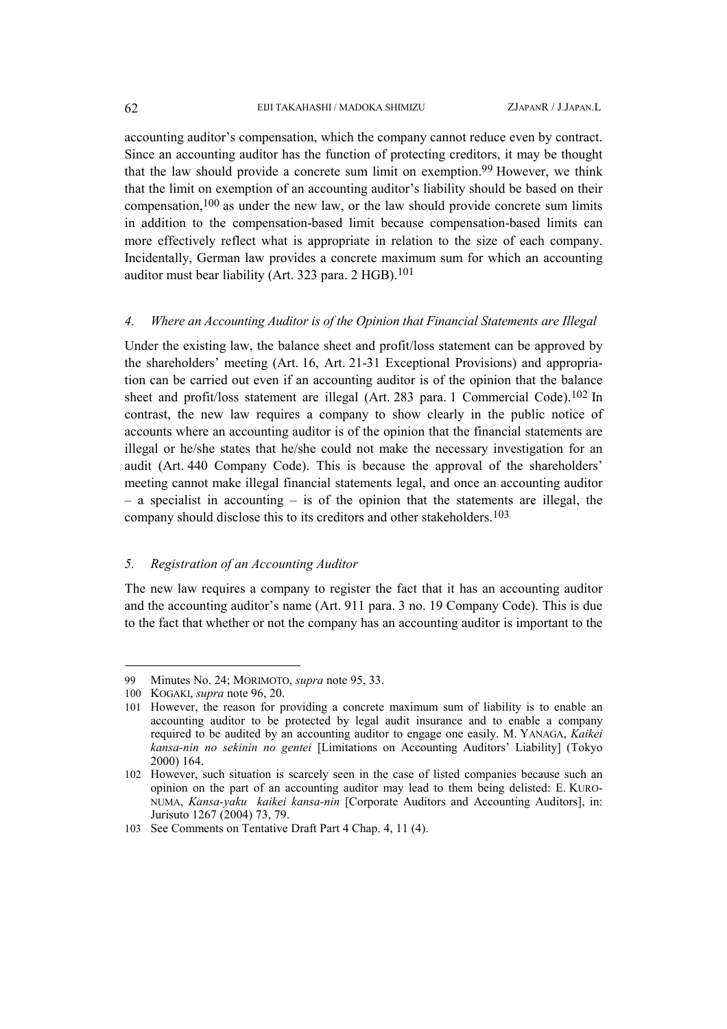accounting auditor's compensation, which the company cannot reduce even by contract. Since an accounting auditor has the function of protecting creditors, it may be thought that the law should provide a concrete sum limit on exemption.[99] However, we think that the limit on exemption of an accounting auditor's liability should be based on their compensation,[100] as under the new law, or the law should provide concrete sum limits in addition to the compensation-based limit because compensation-based limits can more effectively reflect what is appropriate in relation to the size of each company. Incidentally, German law provides a concrete maximum sum for which an accounting auditor must bear liability (Art. 323 para. 2 HGB).[101]

### *4. Where an Accounting Auditor is of the Opinion that Financial Statements are Illegal*

Under the existing law, the balance sheet and profit/loss statement can be approved by the shareholders' meeting (Art. 16, Art. 21-31 Exceptional Provisions) and appropriation can be carried out even if an accounting auditor is of the opinion that the balance sheet and profit/loss statement are illegal (Art. 283 para. 1 Commercial Code).[102] In contrast, the new law requires a company to show clearly in the public notice of accounts where an accounting auditor is of the opinion that the financial statements are illegal or he/she states that he/she could not make the necessary investigation for an audit (Art. 440 Company Code). This is because the approval of the shareholders' meeting cannot make illegal financial statements legal, and once an accounting auditor – a specialist in accounting – is of the opinion that the statements are illegal, the company should disclose this to its creditors and other stakeholders.[103]

### *5. Registration of an Accounting Auditor*

The new law requires a company to register the fact that it has an accounting auditor and the accounting auditor's name (Art. 911 para. 3 no. 19 Company Code). This is due to the fact that whether or not the company has an accounting auditor is important to the

---

99 Minutes No. 24; MORIMOTO, *supra* note 95, 33.

100 KOGAKI, *supra* note 96, 20.

101 However, the reason for providing a concrete maximum sum of liability is to enable an accounting auditor to be protected by legal audit insurance and to enable a company required to be audited by an accounting auditor to engage one easily. M. YANAGA, *Kaikei kansa-nin no sekinin no gentei* [Limitations on Accounting Auditors' Liability] (Tokyo 2000) 164.

102 However, such situation is scarcely seen in the case of listed companies because such an opinion on the part of an accounting auditor may lead to them being delisted: E. KURONUMA, *Kansa-yaku kaikei kansa-nin* [Corporate Auditors and Accounting Auditors], in: Jurisuto 1267 (2004) 73, 79.

103 See Comments on Tentative Draft Part 4 Chap. 4, 11 (4).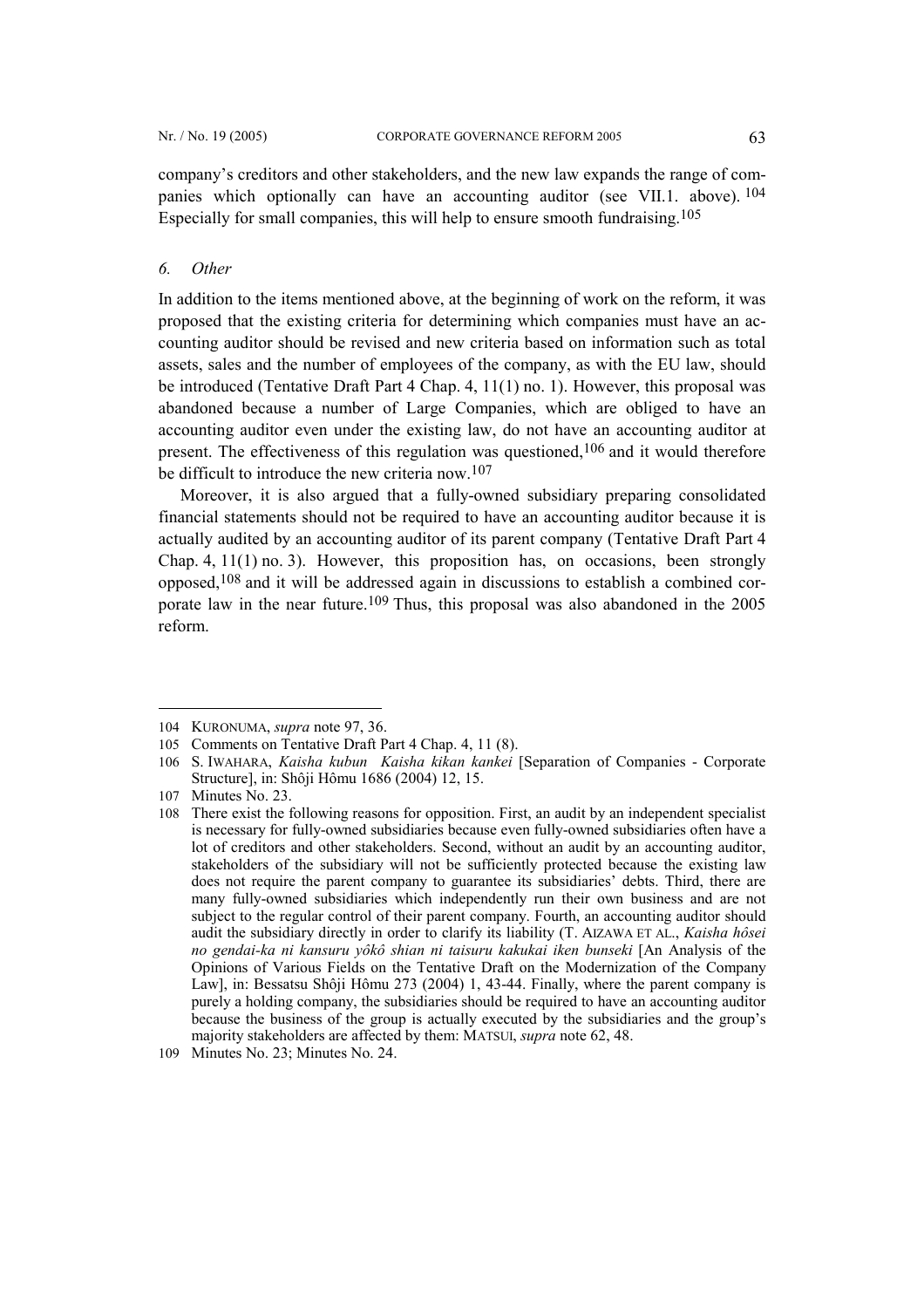company's creditors and other stakeholders, and the new law expands the range of companies which optionally can have an accounting auditor (see VII.1. above). [104] Especially for small companies, this will help to ensure smooth fundraising.[105]

### *6. Other*

In addition to the items mentioned above, at the beginning of work on the reform, it was proposed that the existing criteria for determining which companies must have an accounting auditor should be revised and new criteria based on information such as total assets, sales and the number of employees of the company, as with the EU law, should be introduced (Tentative Draft Part 4 Chap. 4, 11(1) no. 1). However, this proposal was abandoned because a number of Large Companies, which are obliged to have an accounting auditor even under the existing law, do not have an accounting auditor at present. The effectiveness of this regulation was questioned,[106] and it would therefore be difficult to introduce the new criteria now.[107]

Moreover, it is also argued that a fully-owned subsidiary preparing consolidated financial statements should not be required to have an accounting auditor because it is actually audited by an accounting auditor of its parent company (Tentative Draft Part 4 Chap. 4, 11(1) no. 3). However, this proposition has, on occasions, been strongly opposed,[108] and it will be addressed again in discussions to establish a combined corporate law in the near future.[109] Thus, this proposal was also abandoned in the 2005 reform.

---

104 KURONUMA, *supra* note 97, 36.

105 Comments on Tentative Draft Part 4 Chap. 4, 11 (8).

106 S. IWAHARA, *Kaisha kubun Kaisha kikan kankei* [Separation of Companies - Corporate Structure], in: Shôji Hômu 1686 (2004) 12, 15.

107 Minutes No. 23.

108 There exist the following reasons for opposition. First, an audit by an independent specialist is necessary for fully-owned subsidiaries because even fully-owned subsidiaries often have a lot of creditors and other stakeholders. Second, without an audit by an accounting auditor, stakeholders of the subsidiary will not be sufficiently protected because the existing law does not require the parent company to guarantee its subsidiaries' debts. Third, there are many fully-owned subsidiaries which independently run their own business and are not subject to the regular control of their parent company. Fourth, an accounting auditor should audit the subsidiary directly in order to clarify its liability (T. AIZAWA ET AL., *Kaisha hôsei no gendai-ka ni kansuru yôkô shian ni taisuru kakukai iken bunseki* [An Analysis of the Opinions of Various Fields on the Tentative Draft on the Modernization of the Company Law], in: Bessatsu Shôji Hômu 273 (2004) 1, 43-44. Finally, where the parent company is purely a holding company, the subsidiaries should be required to have an accounting auditor because the business of the group is actually executed by the subsidiaries and the group's majority stakeholders are affected by them: MATSUI, *supra* note 62, 48.

109 Minutes No. 23; Minutes No. 24.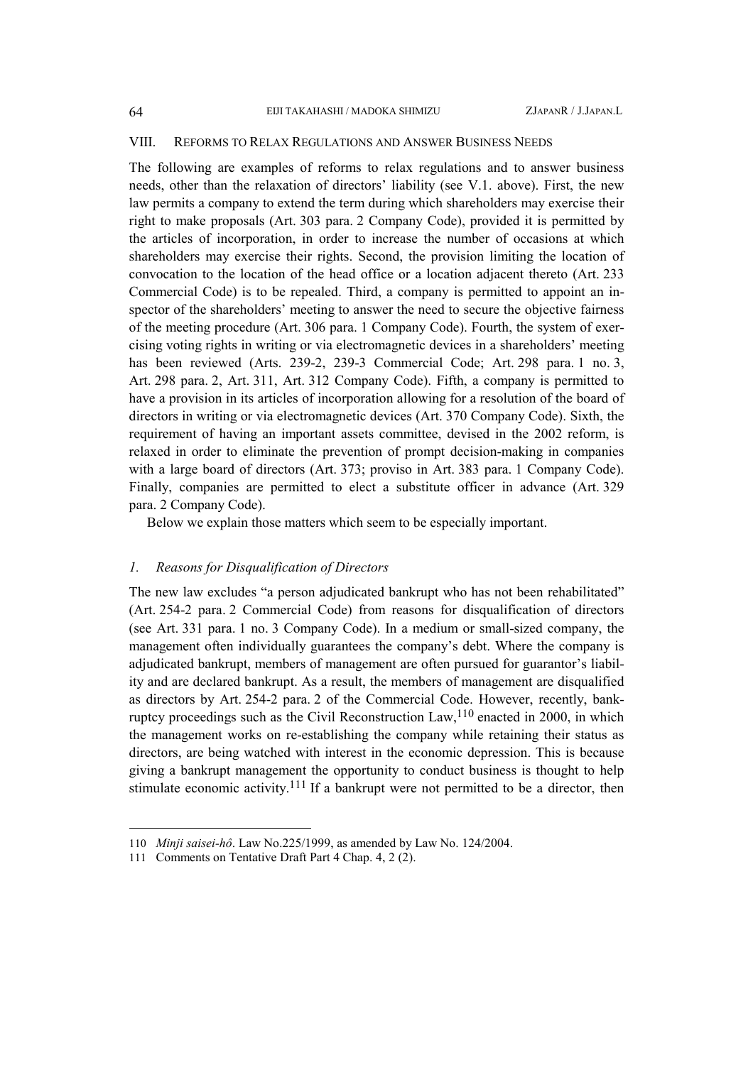## VIII. Reforms to Relax Regulations and Answer Business Needs

The following are examples of reforms to relax regulations and to answer business needs, other than the relaxation of directors' liability (see V.1. above). First, the new law permits a company to extend the term during which shareholders may exercise their right to make proposals (Art. 303 para. 2 Company Code), provided it is permitted by the articles of incorporation, in order to increase the number of occasions at which shareholders may exercise their rights. Second, the provision limiting the location of convocation to the location of the head office or a location adjacent thereto (Art. 233 Commercial Code) is to be repealed. Third, a company is permitted to appoint an inspector of the shareholders' meeting to answer the need to secure the objective fairness of the meeting procedure (Art. 306 para. 1 Company Code). Fourth, the system of exercising voting rights in writing or via electromagnetic devices in a shareholders' meeting has been reviewed (Arts. 239-2, 239-3 Commercial Code; Art. 298 para. 1 no. 3, Art. 298 para. 2, Art. 311, Art. 312 Company Code). Fifth, a company is permitted to have a provision in its articles of incorporation allowing for a resolution of the board of directors in writing or via electromagnetic devices (Art. 370 Company Code). Sixth, the requirement of having an important assets committee, devised in the 2002 reform, is relaxed in order to eliminate the prevention of prompt decision-making in companies with a large board of directors (Art. 373; proviso in Art. 383 para. 1 Company Code). Finally, companies are permitted to elect a substitute officer in advance (Art. 329 para. 2 Company Code).

Below we explain those matters which seem to be especially important.

### *1. Reasons for Disqualification of Directors*

The new law excludes "a person adjudicated bankrupt who has not been rehabilitated" (Art. 254-2 para. 2 Commercial Code) from reasons for disqualification of directors (see Art. 331 para. 1 no. 3 Company Code). In a medium or small-sized company, the management often individually guarantees the company's debt. Where the company is adjudicated bankrupt, members of management are often pursued for guarantor's liability and are declared bankrupt. As a result, the members of management are disqualified as directors by Art. 254-2 para. 2 of the Commercial Code. However, recently, bankruptcy proceedings such as the Civil Reconstruction Law,[110] enacted in 2000, in which the management works on re-establishing the company while retaining their status as directors, are being watched with interest in the economic depression. This is because giving a bankrupt management the opportunity to conduct business is thought to help stimulate economic activity.[111] If a bankrupt were not permitted to be a director, then

---

110 *Minji saisei-hô*. Law No.225/1999, as amended by Law No. 124/2004.

111 Comments on Tentative Draft Part 4 Chap. 4, 2 (2).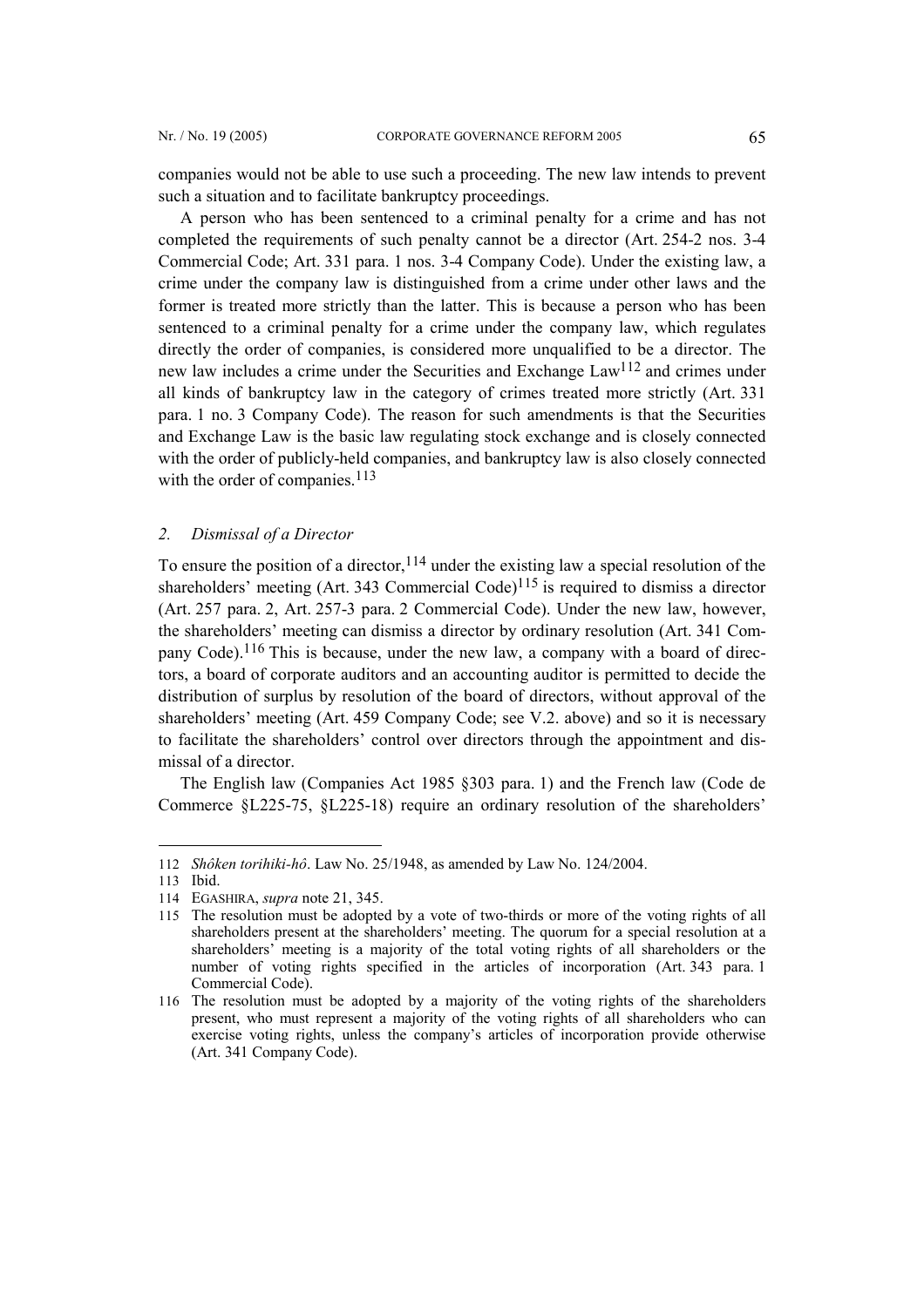companies would not be able to use such a proceeding. The new law intends to prevent such a situation and to facilitate bankruptcy proceedings.

A person who has been sentenced to a criminal penalty for a crime and has not completed the requirements of such penalty cannot be a director (Art. 254-2 nos. 3-4 Commercial Code; Art. 331 para. 1 nos. 3-4 Company Code). Under the existing law, a crime under the company law is distinguished from a crime under other laws and the former is treated more strictly than the latter. This is because a person who has been sentenced to a criminal penalty for a crime under the company law, which regulates directly the order of companies, is considered more unqualified to be a director. The new law includes a crime under the Securities and Exchange Law[112] and crimes under all kinds of bankruptcy law in the category of crimes treated more strictly (Art. 331 para. 1 no. 3 Company Code). The reason for such amendments is that the Securities and Exchange Law is the basic law regulating stock exchange and is closely connected with the order of publicly-held companies, and bankruptcy law is also closely connected with the order of companies.[113]

### *2. Dismissal of a Director*

To ensure the position of a director,[114] under the existing law a special resolution of the shareholders' meeting (Art. 343 Commercial Code)[115] is required to dismiss a director (Art. 257 para. 2, Art. 257-3 para. 2 Commercial Code). Under the new law, however, the shareholders' meeting can dismiss a director by ordinary resolution (Art. 341 Company Code).[116] This is because, under the new law, a company with a board of directors, a board of corporate auditors and an accounting auditor is permitted to decide the distribution of surplus by resolution of the board of directors, without approval of the shareholders' meeting (Art. 459 Company Code; see V.2. above) and so it is necessary to facilitate the shareholders' control over directors through the appointment and dismissal of a director.

The English law (Companies Act 1985 §303 para. 1) and the French law (Code de Commerce §L225-75, §L225-18) require an ordinary resolution of the shareholders'

---

112 *Shôken torihiki-hô*. Law No. 25/1948, as amended by Law No. 124/2004.

113 Ibid.

114 EGASHIRA, *supra* note 21, 345.

115 The resolution must be adopted by a vote of two-thirds or more of the voting rights of all shareholders present at the shareholders' meeting. The quorum for a special resolution at a shareholders' meeting is a majority of the total voting rights of all shareholders or the number of voting rights specified in the articles of incorporation (Art. 343 para. 1 Commercial Code).

116 The resolution must be adopted by a majority of the voting rights of the shareholders present, who must represent a majority of the voting rights of all shareholders who can exercise voting rights, unless the company's articles of incorporation provide otherwise (Art. 341 Company Code).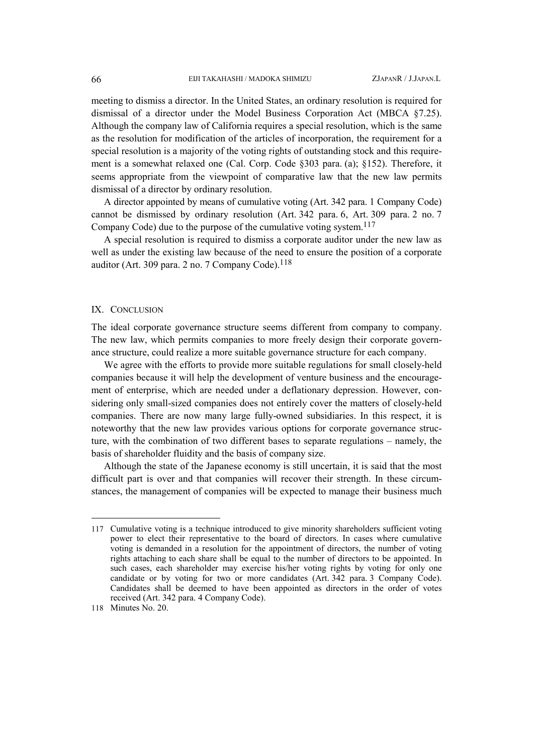meeting to dismiss a director. In the United States, an ordinary resolution is required for dismissal of a director under the Model Business Corporation Act (MBCA §7.25). Although the company law of California requires a special resolution, which is the same as the resolution for modification of the articles of incorporation, the requirement for a special resolution is a majority of the voting rights of outstanding stock and this requirement is a somewhat relaxed one (Cal. Corp. Code §303 para. (a); §152). Therefore, it seems appropriate from the viewpoint of comparative law that the new law permits dismissal of a director by ordinary resolution.

A director appointed by means of cumulative voting (Art. 342 para. 1 Company Code) cannot be dismissed by ordinary resolution (Art. 342 para. 6, Art. 309 para. 2 no. 7 Company Code) due to the purpose of the cumulative voting system.[117]

A special resolution is required to dismiss a corporate auditor under the new law as well as under the existing law because of the need to ensure the position of a corporate auditor (Art. 309 para. 2 no. 7 Company Code).[118]

## IX. CONCLUSION

The ideal corporate governance structure seems different from company to company. The new law, which permits companies to more freely design their corporate governance structure, could realize a more suitable governance structure for each company.

We agree with the efforts to provide more suitable regulations for small closely-held companies because it will help the development of venture business and the encouragement of enterprise, which are needed under a deflationary depression. However, considering only small-sized companies does not entirely cover the matters of closely-held companies. There are now many large fully-owned subsidiaries. In this respect, it is noteworthy that the new law provides various options for corporate governance structure, with the combination of two different bases to separate regulations – namely, the basis of shareholder fluidity and the basis of company size.

Although the state of the Japanese economy is still uncertain, it is said that the most difficult part is over and that companies will recover their strength. In these circumstances, the management of companies will be expected to manage their business much

---

117 Cumulative voting is a technique introduced to give minority shareholders sufficient voting power to elect their representative to the board of directors. In cases where cumulative voting is demanded in a resolution for the appointment of directors, the number of voting rights attaching to each share shall be equal to the number of directors to be appointed. In such cases, each shareholder may exercise his/her voting rights by voting for only one candidate or by voting for two or more candidates (Art. 342 para. 3 Company Code). Candidates shall be deemed to have been appointed as directors in the order of votes received (Art. 342 para. 4 Company Code).

118 Minutes No. 20.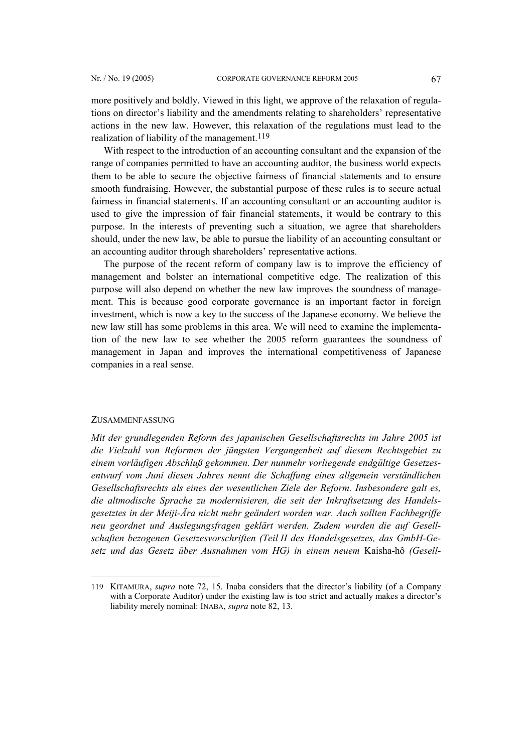more positively and boldly. Viewed in this light, we approve of the relaxation of regulations on director's liability and the amendments relating to shareholders' representative actions in the new law. However, this relaxation of the regulations must lead to the realization of liability of the management.[119]

With respect to the introduction of an accounting consultant and the expansion of the range of companies permitted to have an accounting auditor, the business world expects them to be able to secure the objective fairness of financial statements and to ensure smooth fundraising. However, the substantial purpose of these rules is to secure actual fairness in financial statements. If an accounting consultant or an accounting auditor is used to give the impression of fair financial statements, it would be contrary to this purpose. In the interests of preventing such a situation, we agree that shareholders should, under the new law, be able to pursue the liability of an accounting consultant or an accounting auditor through shareholders' representative actions.

The purpose of the recent reform of company law is to improve the efficiency of management and bolster an international competitive edge. The realization of this purpose will also depend on whether the new law improves the soundness of management. This is because good corporate governance is an important factor in foreign investment, which is now a key to the success of the Japanese economy. We believe the new law still has some problems in this area. We will need to examine the implementation of the new law to see whether the 2005 reform guarantees the soundness of management in Japan and improves the international competitiveness of Japanese companies in a real sense.

## ZUSAMMENFASSUNG

*Mit der grundlegenden Reform des japanischen Gesellschaftsrechts im Jahre 2005 ist die Vielzahl von Reformen der jüngsten Vergangenheit auf diesem Rechtsgebiet zu einem vorläufigen Abschluß gekommen. Der nunmehr vorliegende endgültige Gesetzesentwurf vom Juni diesen Jahres nennt die Schaffung eines allgemein verständlichen Gesellschaftsrechts als eines der wesentlichen Ziele der Reform. Insbesondere galt es, die altmodische Sprache zu modernisieren, die seit der Inkraftsetzung des Handelsgesetztes in der Meiji-Ära nicht mehr geändert worden war. Auch sollten Fachbegriffe neu geordnet und Auslegungsfragen geklärt werden. Zudem wurden die auf Gesellschaften bezogenen Gesetzesvorschriften (Teil II des Handelsgesetzes, das GmbH-Gesetz und das Gesetz über Ausnahmen vom HG) in einem neuem* Kaisha-hô *(Gesell-*

---

119 KITAMURA, *supra* note 72, 15. Inaba considers that the director's liability (of a Company with a Corporate Auditor) under the existing law is too strict and actually makes a director's liability merely nominal: INABA, *supra* note 82, 13.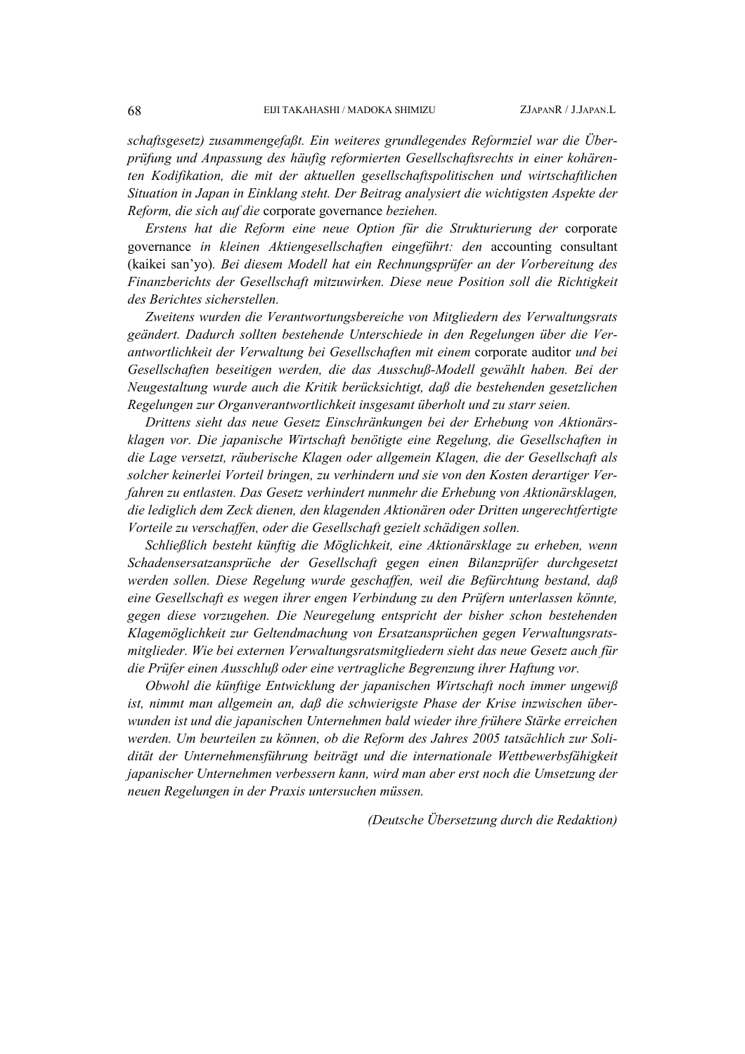*schaftsgesetz) zusammengefaßt. Ein weiteres grundlegendes Reformziel war die Überprüfung und Anpassung des häufig reformierten Gesellschaftsrechts in einer kohärenten Kodifikation, die mit der aktuellen gesellschaftspolitischen und wirtschaftlichen Situation in Japan in Einklang steht. Der Beitrag analysiert die wichtigsten Aspekte der Reform, die sich auf die* corporate governance *beziehen.*

*Erstens hat die Reform eine neue Option für die Strukturierung der* corporate governance *in kleinen Aktiengesellschaften eingeführt: den* accounting consultant (kaikei san'yo). *Bei diesem Modell hat ein Rechnungsprüfer an der Vorbereitung des Finanzberichts der Gesellschaft mitzuwirken. Diese neue Position soll die Richtigkeit des Berichtes sicherstellen.*

*Zweitens wurden die Verantwortungsbereiche von Mitgliedern des Verwaltungsrats geändert. Dadurch sollten bestehende Unterschiede in den Regelungen über die Verantwortlichkeit der Verwaltung bei Gesellschaften mit einem* corporate auditor *und bei Gesellschaften beseitigen werden, die das Ausschuß-Modell gewählt haben. Bei der Neugestaltung wurde auch die Kritik berücksichtigt, daß die bestehenden gesetzlichen Regelungen zur Organverantwortlichkeit insgesamt überholt und zu starr seien.*

*Drittens sieht das neue Gesetz Einschränkungen bei der Erhebung von Aktionärsklagen vor. Die japanische Wirtschaft benötigte eine Regelung, die Gesellschaften in die Lage versetzt, räuberische Klagen oder allgemein Klagen, die der Gesellschaft als solcher keinerlei Vorteil bringen, zu verhindern und sie von den Kosten derartiger Verfahren zu entlasten. Das Gesetz verhindert nunmehr die Erhebung von Aktionärsklagen, die lediglich dem Zeck dienen, den klagenden Aktionären oder Dritten ungerechtfertigte Vorteile zu verschaffen, oder die Gesellschaft gezielt schädigen sollen.*

*Schließlich besteht künftig die Möglichkeit, eine Aktionärsklage zu erheben, wenn Schadensersatzansprüche der Gesellschaft gegen einen Bilanzprüfer durchgesetzt werden sollen. Diese Regelung wurde geschaffen, weil die Befürchtung bestand, daß eine Gesellschaft es wegen ihrer engen Verbindung zu den Prüfern unterlassen könnte, gegen diese vorzugehen. Die Neuregelung entspricht der bisher schon bestehenden Klagemöglichkeit zur Geltendmachung von Ersatzansprüchen gegen Verwaltungsratsmitglieder. Wie bei externen Verwaltungsratsmitgliedern sieht das neue Gesetz auch für die Prüfer einen Ausschluß oder eine vertragliche Begrenzung ihrer Haftung vor.*

*Obwohl die künftige Entwicklung der japanischen Wirtschaft noch immer ungewiß ist, nimmt man allgemein an, daß die schwierigste Phase der Krise inzwischen überwunden ist und die japanischen Unternehmen bald wieder ihre frühere Stärke erreichen werden. Um beurteilen zu können, ob die Reform des Jahres 2005 tatsächlich zur Solidität der Unternehmensführung beiträgt und die internationale Wettbewerbsfähigkeit japanischer Unternehmen verbessern kann, wird man aber erst noch die Umsetzung der neuen Regelungen in der Praxis untersuchen müssen.*

*(Deutsche Übersetzung durch die Redaktion)*